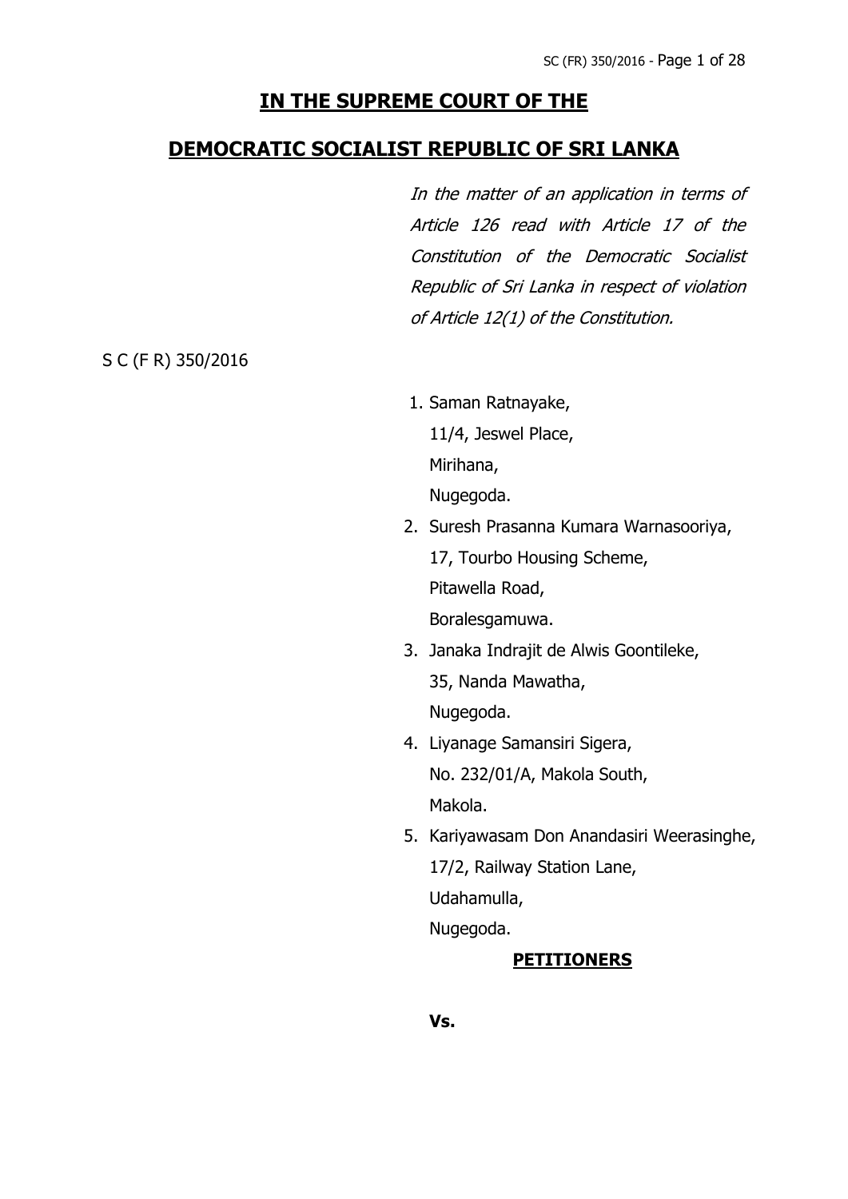## IN THE SUPREME COURT OF THE

## DEMOCRATIC SOCIALIST REPUBLIC OF SRI LANKA

*In the matter of an application in terms of Article 126 read with Article 17 of the Constitution of the Democratic Socialist Republic of Sri Lanka in respect of violation of Article 12(1) of the Constitution.*

S C (F R) 350/2016

1. Saman Ratnayake,
   11/4, Jeswel Place,
   Mirihana,
   Nugegoda.
2. Suresh Prasanna Kumara Warnasooriya,
   17, Tourbo Housing Scheme,
   Pitawella Road,
   Boralesgamuwa.
3. Janaka Indrajit de Alwis Goontileke,
   35, Nanda Mawatha,
   Nugegoda.
4. Liyanage Samansiri Sigera,
   No. 232/01/A, Makola South,
   Makola.
5. Kariyawasam Don Anandasiri Weerasinghe,
   17/2, Railway Station Lane,
   Udahamulla,
   Nugegoda.

**PETITIONERS**

**Vs.**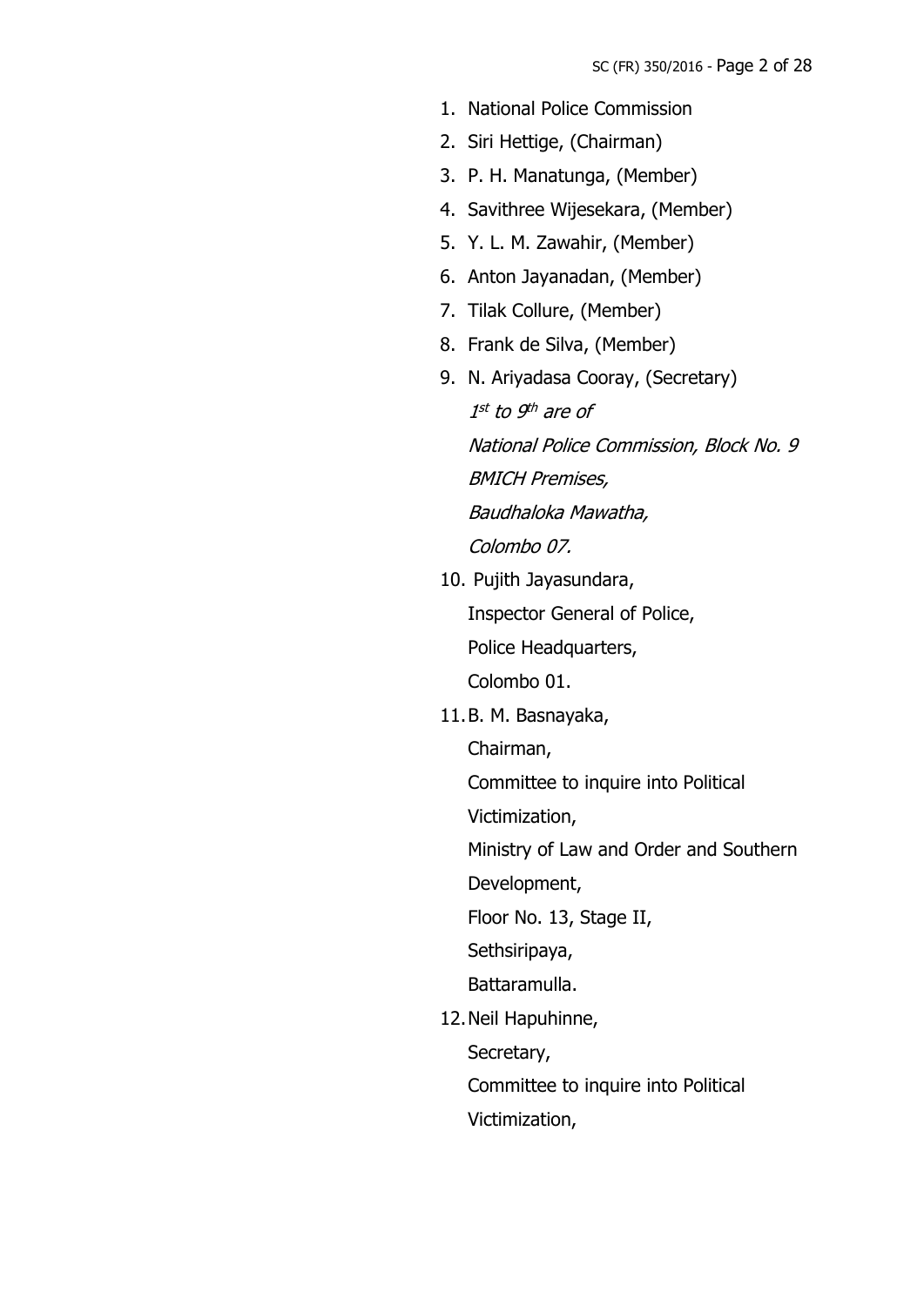1. National Police Commission
2. Siri Hettige, (Chairman)
3. P. H. Manatunga, (Member)
4. Savithree Wijesekara, (Member)
5. Y. L. M. Zawahir, (Member)
6. Anton Jayanadan, (Member)
7. Tilak Collure, (Member)
8. Frank de Silva, (Member)
9. N. Ariyadasa Cooray, (Secretary)

   *1st to 9th are of*

   *National Police Commission, Block No. 9*

   *BMICH Premises,*

   *Baudhaloka Mawatha,*

   *Colombo 07.*

10. Pujith Jayasundara,

    Inspector General of Police,

    Police Headquarters,

    Colombo 01.

11. B. M. Basnayaka,

    Chairman,

    Committee to inquire into Political

    Victimization,

    Ministry of Law and Order and Southern

    Development,

    Floor No. 13, Stage II,

    Sethsiripaya,

    Battaramulla.

12. Neil Hapuhinne,

    Secretary,

    Committee to inquire into Political

    Victimization,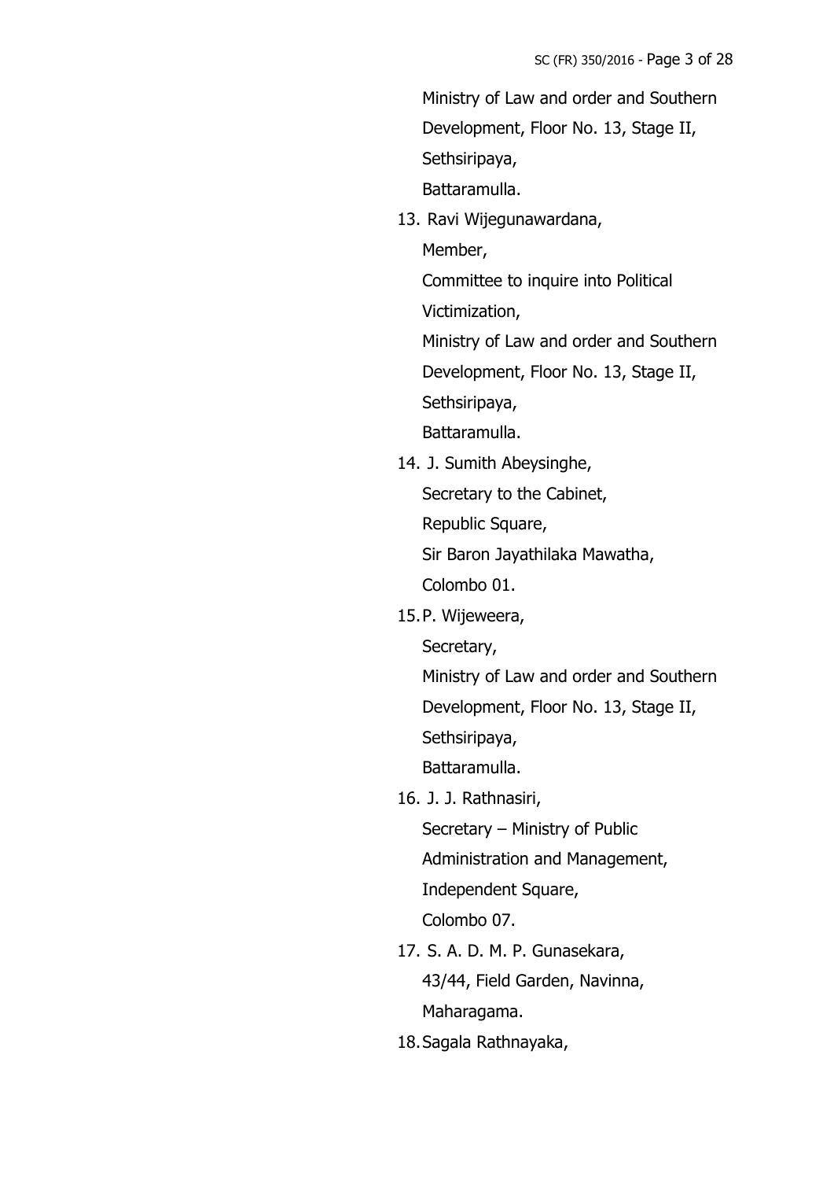Ministry of Law and order and Southern Development, Floor No. 13, Stage II,
Sethsiripaya,
Battaramulla.

13. Ravi Wijegunawardana,
    Member,
    Committee to inquire into Political Victimization,
    Ministry of Law and order and Southern Development, Floor No. 13, Stage II,
    Sethsiripaya,
    Battaramulla.

14. J. Sumith Abeysinghe,
    Secretary to the Cabinet,
    Republic Square,
    Sir Baron Jayathilaka Mawatha,
    Colombo 01.

15. P. Wijeweera,
    Secretary,
    Ministry of Law and order and Southern Development, Floor No. 13, Stage II,
    Sethsiripaya,
    Battaramulla.

16. J. J. Rathnasiri,
    Secretary – Ministry of Public Administration and Management,
    Independent Square,
    Colombo 07.

17. S. A. D. M. P. Gunasekara,
    43/44, Field Garden, Navinna,
    Maharagama.

18. Sagala Rathnayaka,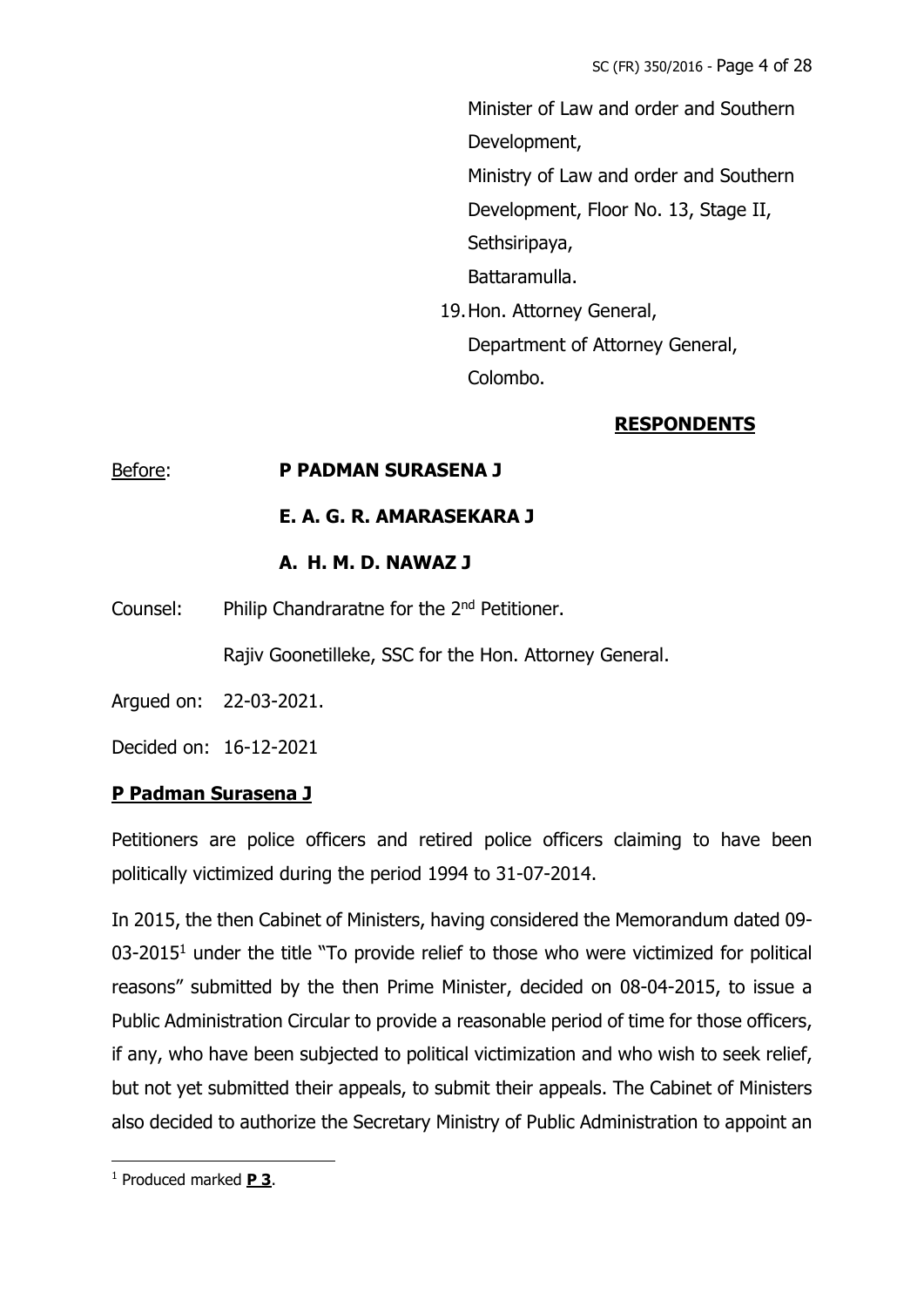Minister of Law and order and Southern Development,
Ministry of Law and order and Southern Development, Floor No. 13, Stage II,
Sethsiripaya,
Battaramulla.

19. Hon. Attorney General,
Department of Attorney General,
Colombo.

**RESPONDENTS**

Before: **P PADMAN SURASENA J**

**E. A. G. R. AMARASEKARA J**

**A. H. M. D. NAWAZ J**

Counsel: Philip Chandraratne for the 2nd Petitioner.

Rajiv Goonetilleke, SSC for the Hon. Attorney General.

Argued on: 22-03-2021.

Decided on: 16-12-2021

**P Padman Surasena J**

Petitioners are police officers and retired police officers claiming to have been politically victimized during the period 1994 to 31-07-2014.

In 2015, the then Cabinet of Ministers, having considered the Memorandum dated 09-03-2015[1] under the title "To provide relief to those who were victimized for political reasons" submitted by the then Prime Minister, decided on 08-04-2015, to issue a Public Administration Circular to provide a reasonable period of time for those officers, if any, who have been subjected to political victimization and who wish to seek relief, but not yet submitted their appeals, to submit their appeals. The Cabinet of Ministers also decided to authorize the Secretary Ministry of Public Administration to appoint an

[1] Produced marked **P 3**.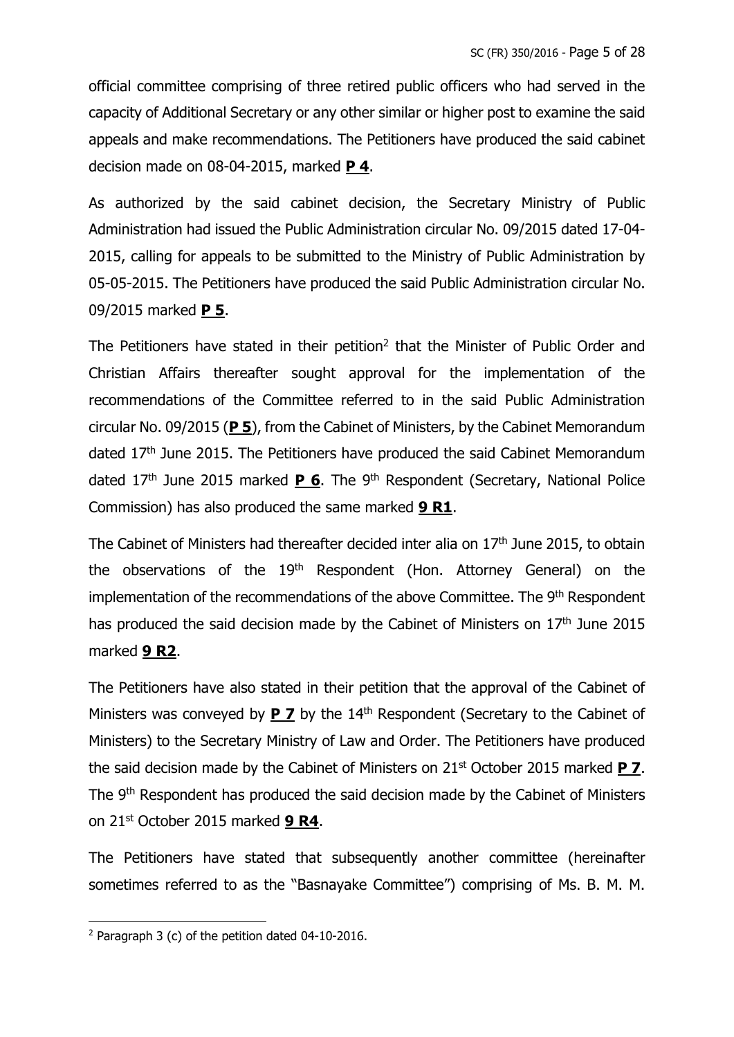official committee comprising of three retired public officers who had served in the capacity of Additional Secretary or any other similar or higher post to examine the said appeals and make recommendations. The Petitioners have produced the said cabinet decision made on 08-04-2015, marked **P 4**.

As authorized by the said cabinet decision, the Secretary Ministry of Public Administration had issued the Public Administration circular No. 09/2015 dated 17-04-2015, calling for appeals to be submitted to the Ministry of Public Administration by 05-05-2015. The Petitioners have produced the said Public Administration circular No. 09/2015 marked **P 5**.

The Petitioners have stated in their petition[2] that the Minister of Public Order and Christian Affairs thereafter sought approval for the implementation of the recommendations of the Committee referred to in the said Public Administration circular No. 09/2015 (**P 5**), from the Cabinet of Ministers, by the Cabinet Memorandum dated 17th June 2015. The Petitioners have produced the said Cabinet Memorandum dated 17th June 2015 marked **P 6**. The 9th Respondent (Secretary, National Police Commission) has also produced the same marked **9 R1**.

The Cabinet of Ministers had thereafter decided inter alia on 17th June 2015, to obtain the observations of the 19th Respondent (Hon. Attorney General) on the implementation of the recommendations of the above Committee. The 9th Respondent has produced the said decision made by the Cabinet of Ministers on 17th June 2015 marked **9 R2**.

The Petitioners have also stated in their petition that the approval of the Cabinet of Ministers was conveyed by **P 7** by the 14th Respondent (Secretary to the Cabinet of Ministers) to the Secretary Ministry of Law and Order. The Petitioners have produced the said decision made by the Cabinet of Ministers on 21st October 2015 marked **P 7**. The 9th Respondent has produced the said decision made by the Cabinet of Ministers on 21st October 2015 marked **9 R4**.

The Petitioners have stated that subsequently another committee (hereinafter sometimes referred to as the "Basnayake Committee") comprising of Ms. B. M. M.

---

[2] Paragraph 3 (c) of the petition dated 04-10-2016.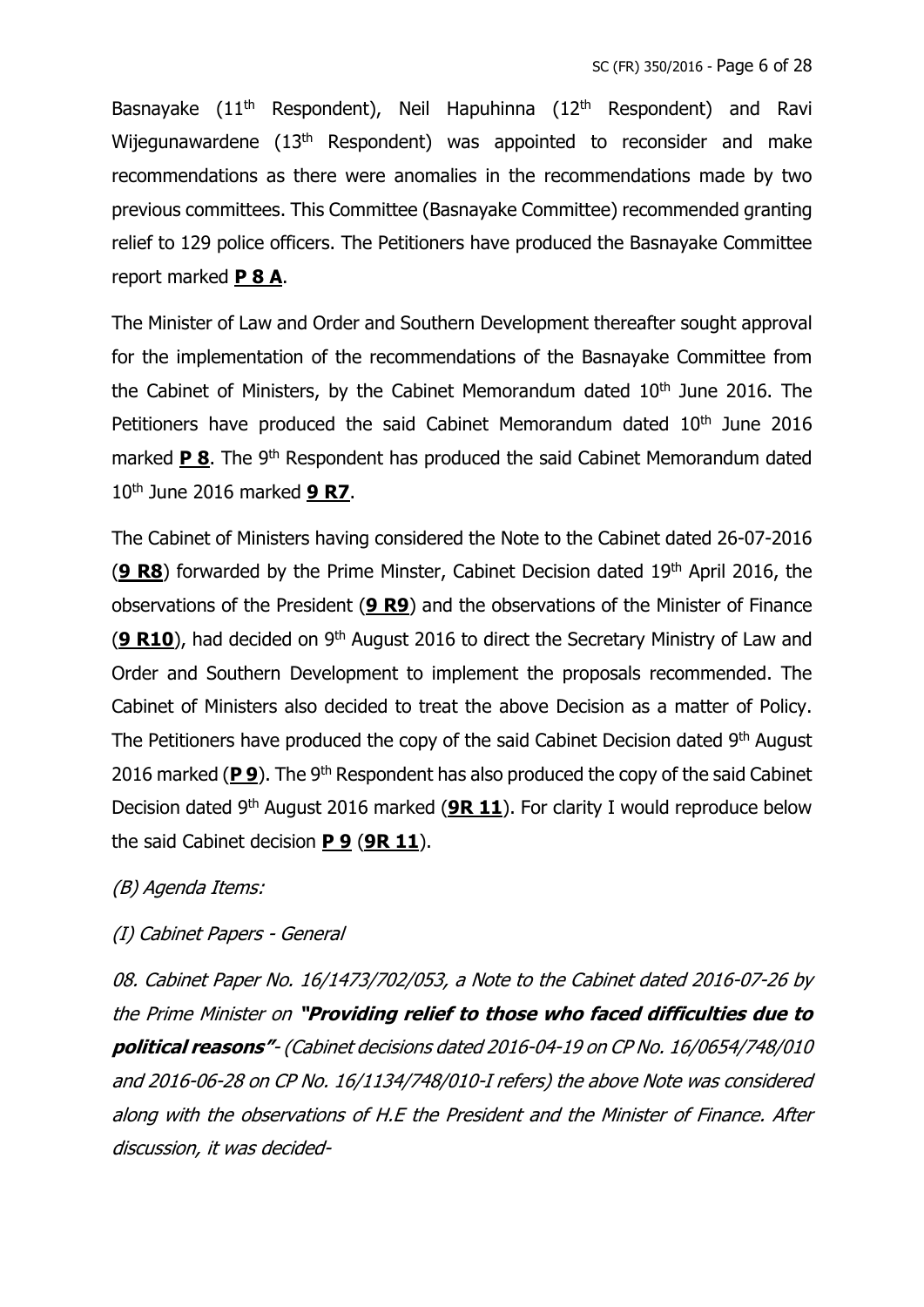Basnayake (11th Respondent), Neil Hapuhinna (12th Respondent) and Ravi Wijegunawardene (13th Respondent) was appointed to reconsider and make recommendations as there were anomalies in the recommendations made by two previous committees. This Committee (Basnayake Committee) recommended granting relief to 129 police officers. The Petitioners have produced the Basnayake Committee report marked **P 8 A**.

The Minister of Law and Order and Southern Development thereafter sought approval for the implementation of the recommendations of the Basnayake Committee from the Cabinet of Ministers, by the Cabinet Memorandum dated 10th June 2016. The Petitioners have produced the said Cabinet Memorandum dated 10th June 2016 marked **P 8**. The 9th Respondent has produced the said Cabinet Memorandum dated 10th June 2016 marked **9 R7**.

The Cabinet of Ministers having considered the Note to the Cabinet dated 26-07-2016 (**9 R8**) forwarded by the Prime Minster, Cabinet Decision dated 19th April 2016, the observations of the President (**9 R9**) and the observations of the Minister of Finance (**9 R10**), had decided on 9th August 2016 to direct the Secretary Ministry of Law and Order and Southern Development to implement the proposals recommended. The Cabinet of Ministers also decided to treat the above Decision as a matter of Policy. The Petitioners have produced the copy of the said Cabinet Decision dated 9th August 2016 marked (**P 9**). The 9th Respondent has also produced the copy of the said Cabinet Decision dated 9th August 2016 marked (**9R 11**). For clarity I would reproduce below the said Cabinet decision **P 9** (**9R 11**).

*(B) Agenda Items:*

*(I) Cabinet Papers - General*

*08. Cabinet Paper No. 16/1473/702/053, a Note to the Cabinet dated 2016-07-26 by the Prime Minister on* ***"Providing relief to those who faced difficulties due to political reasons"*** *- (Cabinet decisions dated 2016-04-19 on CP No. 16/0654/748/010 and 2016-06-28 on CP No. 16/1134/748/010-I refers) the above Note was considered along with the observations of H.E the President and the Minister of Finance. After discussion, it was decided-*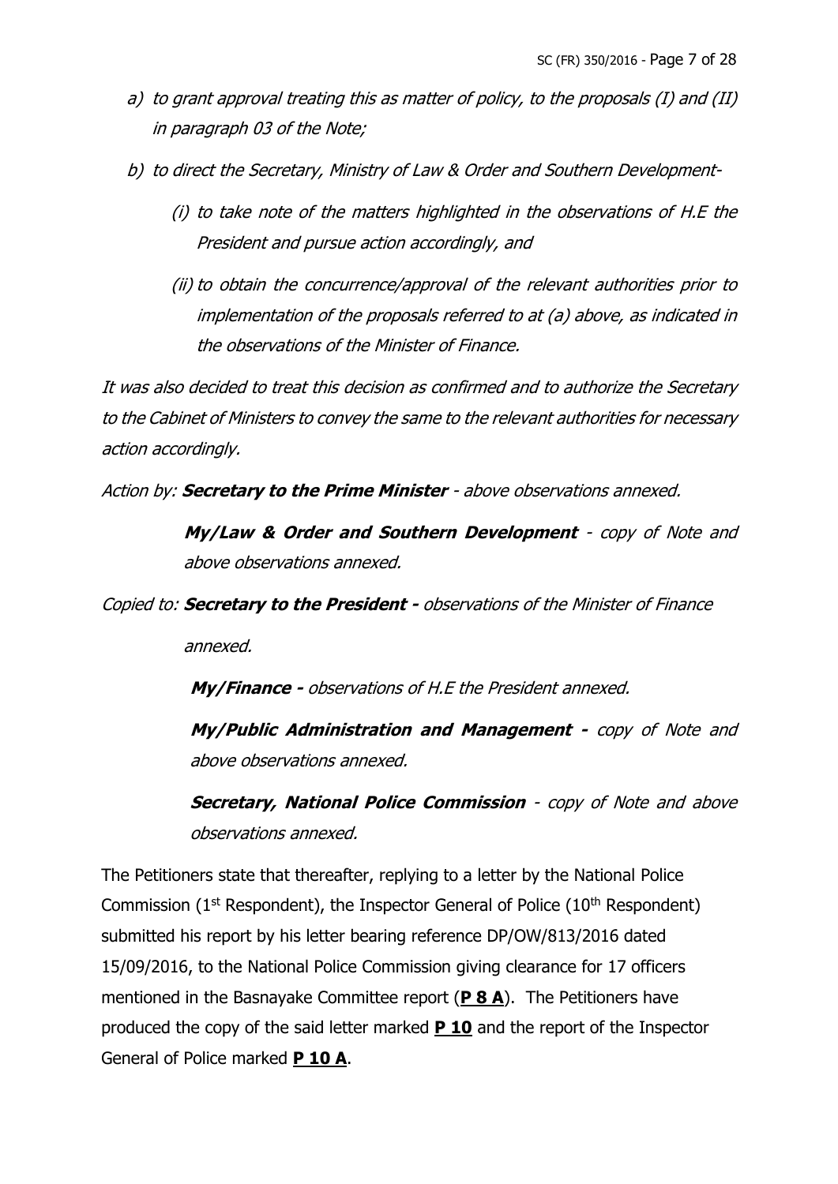*a) to grant approval treating this as matter of policy, to the proposals (I) and (II) in paragraph 03 of the Note;*

*b) to direct the Secretary, Ministry of Law & Order and Southern Development-*

*(i) to take note of the matters highlighted in the observations of H.E the President and pursue action accordingly, and*

*(ii) to obtain the concurrence/approval of the relevant authorities prior to implementation of the proposals referred to at (a) above, as indicated in the observations of the Minister of Finance.*

*It was also decided to treat this decision as confirmed and to authorize the Secretary to the Cabinet of Ministers to convey the same to the relevant authorities for necessary action accordingly.*

*Action by:* ***Secretary to the Prime Minister*** *- above observations annexed.*

***My/Law & Order and Southern Development*** *- copy of Note and above observations annexed.*

*Copied to:* ***Secretary to the President -*** *observations of the Minister of Finance annexed.*

***My/Finance -*** *observations of H.E the President annexed.*

***My/Public Administration and Management -*** *copy of Note and above observations annexed.*

***Secretary, National Police Commission*** *- copy of Note and above observations annexed.*

The Petitioners state that thereafter, replying to a letter by the National Police Commission (1st Respondent), the Inspector General of Police (10th Respondent) submitted his report by his letter bearing reference DP/OW/813/2016 dated 15/09/2016, to the National Police Commission giving clearance for 17 officers mentioned in the Basnayake Committee report (**P 8 A**). The Petitioners have produced the copy of the said letter marked **P 10** and the report of the Inspector General of Police marked **P 10 A**.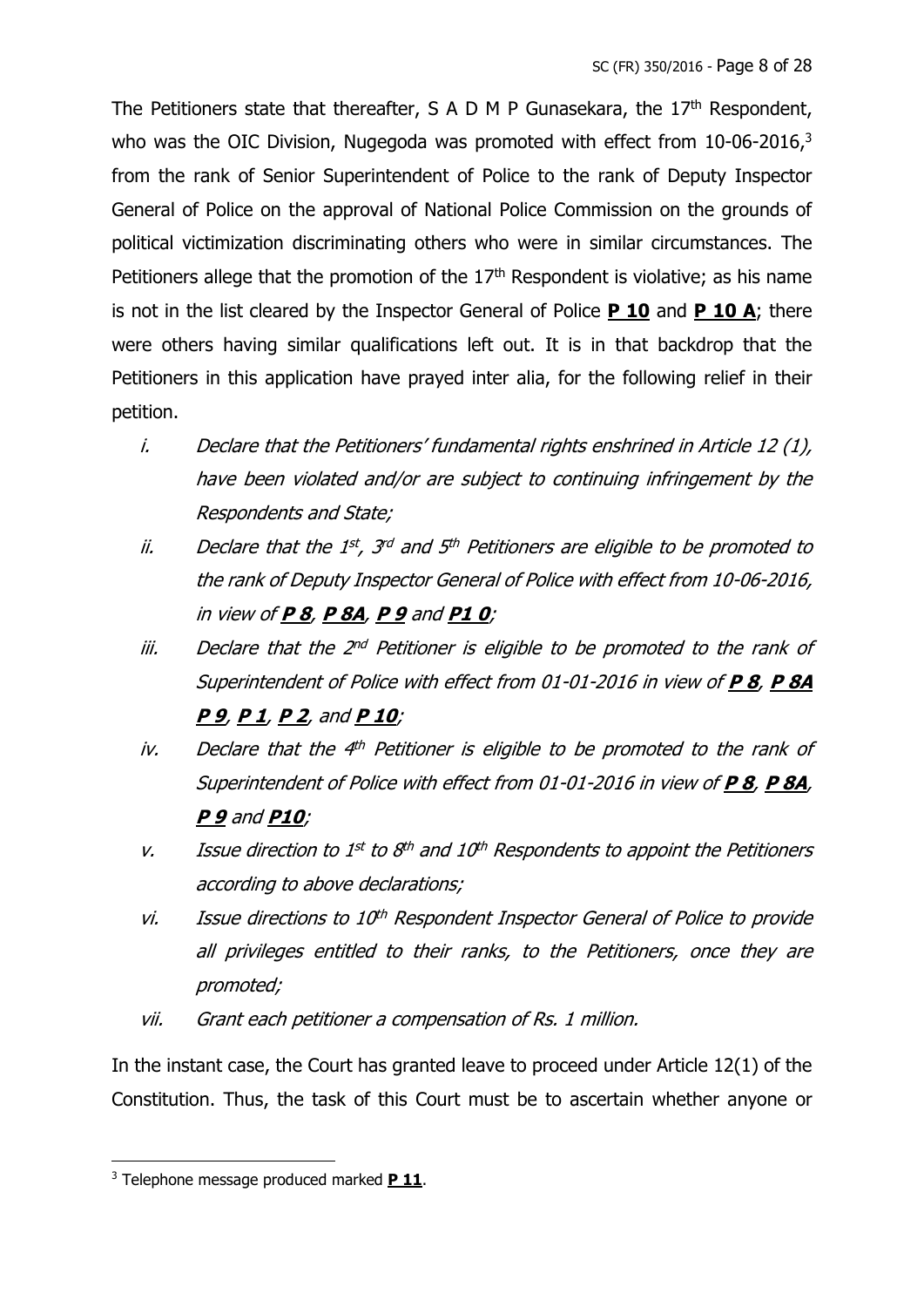The Petitioners state that thereafter, S A D M P Gunasekara, the 17th Respondent, who was the OIC Division, Nugegoda was promoted with effect from 10-06-2016,[3] from the rank of Senior Superintendent of Police to the rank of Deputy Inspector General of Police on the approval of National Police Commission on the grounds of political victimization discriminating others who were in similar circumstances. The Petitioners allege that the promotion of the 17th Respondent is violative; as his name is not in the list cleared by the Inspector General of Police **P 10** and **P 10 A**; there were others having similar qualifications left out. It is in that backdrop that the Petitioners in this application have prayed inter alia, for the following relief in their petition.

i. *Declare that the Petitioners' fundamental rights enshrined in Article 12 (1), have been violated and/or are subject to continuing infringement by the Respondents and State;*

ii. *Declare that the 1st, 3rd and 5th Petitioners are eligible to be promoted to the rank of Deputy Inspector General of Police with effect from 10-06-2016, in view of **P 8**, **P 8A**, **P 9** and **P1 0**;*

iii. *Declare that the 2nd Petitioner is eligible to be promoted to the rank of Superintendent of Police with effect from 01-01-2016 in view of **P 8**, **P 8A** **P 9**, **P 1**, **P 2**, and **P 10**;*

iv. *Declare that the 4th Petitioner is eligible to be promoted to the rank of Superintendent of Police with effect from 01-01-2016 in view of **P 8**, **P 8A**, **P 9** and **P10**;*

v. *Issue direction to 1st to 8th and 10th Respondents to appoint the Petitioners according to above declarations;*

vi. *Issue directions to 10th Respondent Inspector General of Police to provide all privileges entitled to their ranks, to the Petitioners, once they are promoted;*

vii. *Grant each petitioner a compensation of Rs. 1 million.*

In the instant case, the Court has granted leave to proceed under Article 12(1) of the Constitution. Thus, the task of this Court must be to ascertain whether anyone or

---

[3] Telephone message produced marked **P 11**.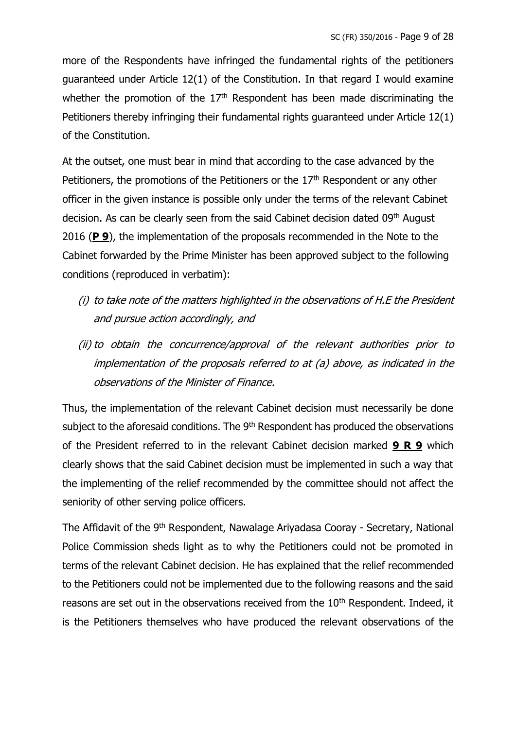more of the Respondents have infringed the fundamental rights of the petitioners guaranteed under Article 12(1) of the Constitution. In that regard I would examine whether the promotion of the 17th Respondent has been made discriminating the Petitioners thereby infringing their fundamental rights guaranteed under Article 12(1) of the Constitution.

At the outset, one must bear in mind that according to the case advanced by the Petitioners, the promotions of the Petitioners or the 17th Respondent or any other officer in the given instance is possible only under the terms of the relevant Cabinet decision. As can be clearly seen from the said Cabinet decision dated 09th August 2016 (**P 9**), the implementation of the proposals recommended in the Note to the Cabinet forwarded by the Prime Minister has been approved subject to the following conditions (reproduced in verbatim):

- *(i) to take note of the matters highlighted in the observations of H.E the President and pursue action accordingly, and*
- *(ii) to obtain the concurrence/approval of the relevant authorities prior to implementation of the proposals referred to at (a) above, as indicated in the observations of the Minister of Finance.*

Thus, the implementation of the relevant Cabinet decision must necessarily be done subject to the aforesaid conditions. The 9th Respondent has produced the observations of the President referred to in the relevant Cabinet decision marked **9 R 9** which clearly shows that the said Cabinet decision must be implemented in such a way that the implementing of the relief recommended by the committee should not affect the seniority of other serving police officers.

The Affidavit of the 9th Respondent, Nawalage Ariyadasa Cooray - Secretary, National Police Commission sheds light as to why the Petitioners could not be promoted in terms of the relevant Cabinet decision. He has explained that the relief recommended to the Petitioners could not be implemented due to the following reasons and the said reasons are set out in the observations received from the 10th Respondent. Indeed, it is the Petitioners themselves who have produced the relevant observations of the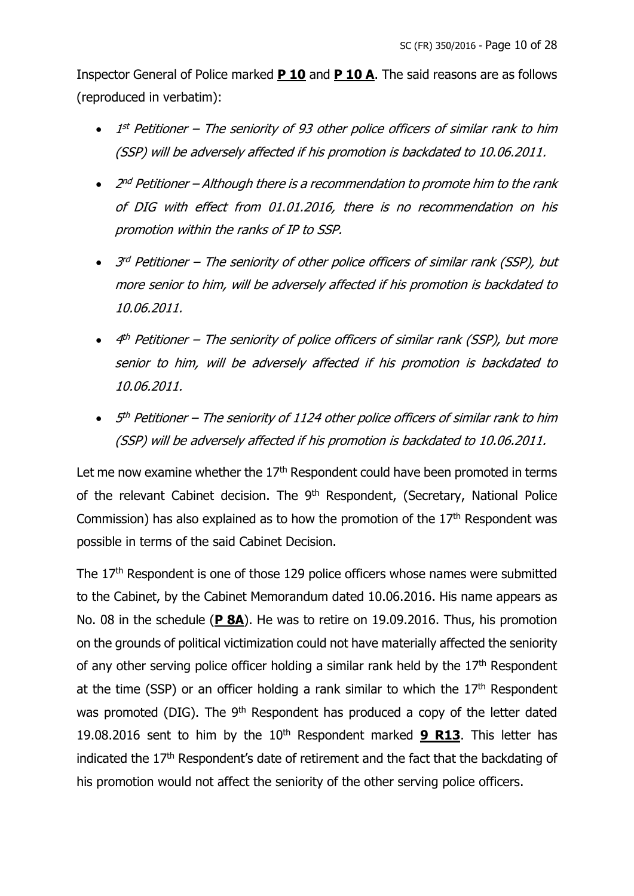Inspector General of Police marked **P 10** and **P 10 A**. The said reasons are as follows (reproduced in verbatim):

- *1st Petitioner – The seniority of 93 other police officers of similar rank to him (SSP) will be adversely affected if his promotion is backdated to 10.06.2011.*
- *2nd Petitioner – Although there is a recommendation to promote him to the rank of DIG with effect from 01.01.2016, there is no recommendation on his promotion within the ranks of IP to SSP.*
- *3rd Petitioner – The seniority of other police officers of similar rank (SSP), but more senior to him, will be adversely affected if his promotion is backdated to 10.06.2011.*
- *4th Petitioner – The seniority of police officers of similar rank (SSP), but more senior to him, will be adversely affected if his promotion is backdated to 10.06.2011.*
- *5th Petitioner – The seniority of 1124 other police officers of similar rank to him (SSP) will be adversely affected if his promotion is backdated to 10.06.2011.*

Let me now examine whether the 17th Respondent could have been promoted in terms of the relevant Cabinet decision. The 9th Respondent, (Secretary, National Police Commission) has also explained as to how the promotion of the 17th Respondent was possible in terms of the said Cabinet Decision.

The 17th Respondent is one of those 129 police officers whose names were submitted to the Cabinet, by the Cabinet Memorandum dated 10.06.2016. His name appears as No. 08 in the schedule (**P 8A**). He was to retire on 19.09.2016. Thus, his promotion on the grounds of political victimization could not have materially affected the seniority of any other serving police officer holding a similar rank held by the 17th Respondent at the time (SSP) or an officer holding a rank similar to which the 17th Respondent was promoted (DIG). The 9th Respondent has produced a copy of the letter dated 19.08.2016 sent to him by the 10th Respondent marked **9 R13**. This letter has indicated the 17th Respondent's date of retirement and the fact that the backdating of his promotion would not affect the seniority of the other serving police officers.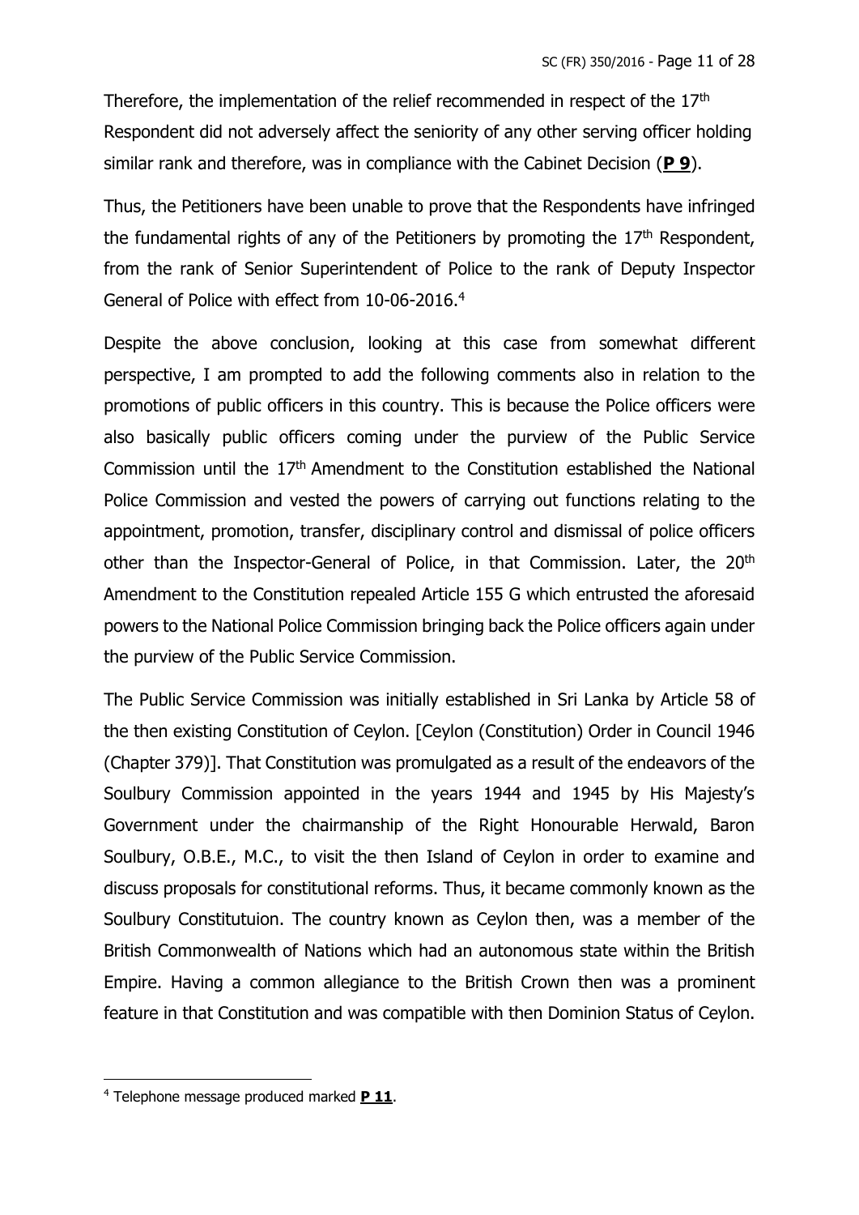Therefore, the implementation of the relief recommended in respect of the 17th Respondent did not adversely affect the seniority of any other serving officer holding similar rank and therefore, was in compliance with the Cabinet Decision (**P 9**).

Thus, the Petitioners have been unable to prove that the Respondents have infringed the fundamental rights of any of the Petitioners by promoting the 17th Respondent, from the rank of Senior Superintendent of Police to the rank of Deputy Inspector General of Police with effect from 10-06-2016.[4]

Despite the above conclusion, looking at this case from somewhat different perspective, I am prompted to add the following comments also in relation to the promotions of public officers in this country. This is because the Police officers were also basically public officers coming under the purview of the Public Service Commission until the 17th Amendment to the Constitution established the National Police Commission and vested the powers of carrying out functions relating to the appointment, promotion, transfer, disciplinary control and dismissal of police officers other than the Inspector-General of Police, in that Commission. Later, the 20th Amendment to the Constitution repealed Article 155 G which entrusted the aforesaid powers to the National Police Commission bringing back the Police officers again under the purview of the Public Service Commission.

The Public Service Commission was initially established in Sri Lanka by Article 58 of the then existing Constitution of Ceylon. [Ceylon (Constitution) Order in Council 1946 (Chapter 379)]. That Constitution was promulgated as a result of the endeavors of the Soulbury Commission appointed in the years 1944 and 1945 by His Majesty's Government under the chairmanship of the Right Honourable Herwald, Baron Soulbury, O.B.E., M.C., to visit the then Island of Ceylon in order to examine and discuss proposals for constitutional reforms. Thus, it became commonly known as the Soulbury Constitutuion. The country known as Ceylon then, was a member of the British Commonwealth of Nations which had an autonomous state within the British Empire. Having a common allegiance to the British Crown then was a prominent feature in that Constitution and was compatible with then Dominion Status of Ceylon.

---

[4] Telephone message produced marked **P 11**.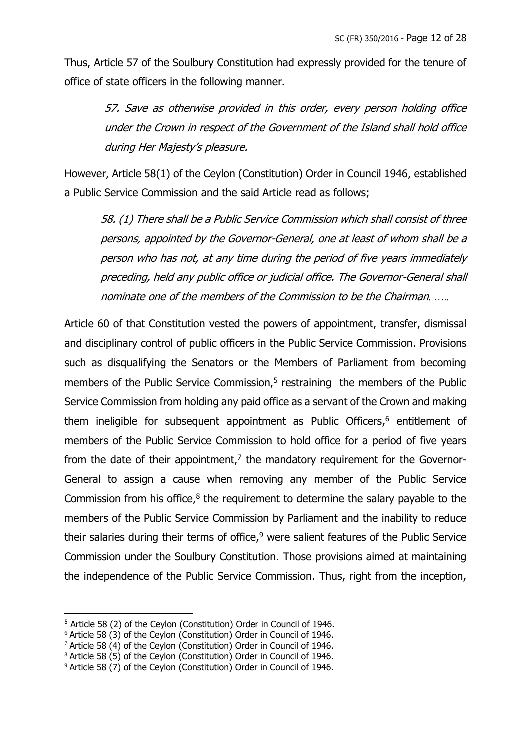Thus, Article 57 of the Soulbury Constitution had expressly provided for the tenure of office of state officers in the following manner.

> *57. Save as otherwise provided in this order, every person holding office under the Crown in respect of the Government of the Island shall hold office during Her Majesty's pleasure.*

However, Article 58(1) of the Ceylon (Constitution) Order in Council 1946, established a Public Service Commission and the said Article read as follows;

> *58. (1) There shall be a Public Service Commission which shall consist of three persons, appointed by the Governor-General, one at least of whom shall be a person who has not, at any time during the period of five years immediately preceding, held any public office or judicial office. The Governor-General shall nominate one of the members of the Commission to be the Chairman. …..*

Article 60 of that Constitution vested the powers of appointment, transfer, dismissal and disciplinary control of public officers in the Public Service Commission. Provisions such as disqualifying the Senators or the Members of Parliament from becoming members of the Public Service Commission,[5] restraining the members of the Public Service Commission from holding any paid office as a servant of the Crown and making them ineligible for subsequent appointment as Public Officers,[6] entitlement of members of the Public Service Commission to hold office for a period of five years from the date of their appointment,[7] the mandatory requirement for the Governor-General to assign a cause when removing any member of the Public Service Commission from his office,[8] the requirement to determine the salary payable to the members of the Public Service Commission by Parliament and the inability to reduce their salaries during their terms of office,[9] were salient features of the Public Service Commission under the Soulbury Constitution. Those provisions aimed at maintaining the independence of the Public Service Commission. Thus, right from the inception,

---

[5] Article 58 (2) of the Ceylon (Constitution) Order in Council of 1946.

[6] Article 58 (3) of the Ceylon (Constitution) Order in Council of 1946.

[7] Article 58 (4) of the Ceylon (Constitution) Order in Council of 1946.

[8] Article 58 (5) of the Ceylon (Constitution) Order in Council of 1946.

[9] Article 58 (7) of the Ceylon (Constitution) Order in Council of 1946.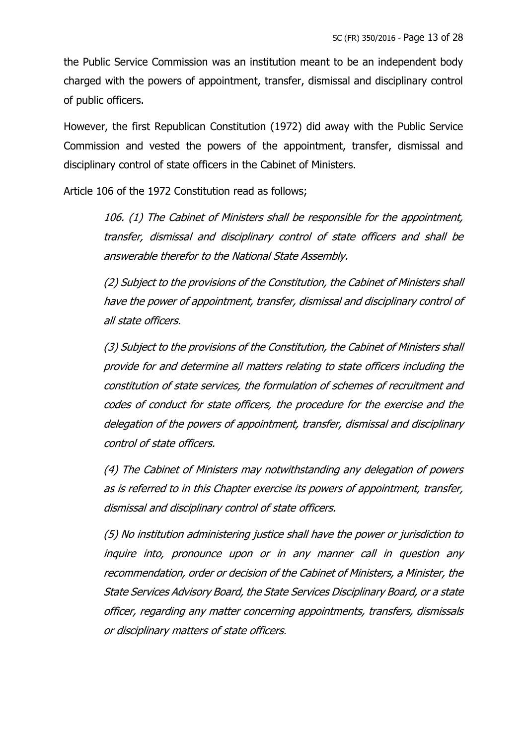the Public Service Commission was an institution meant to be an independent body charged with the powers of appointment, transfer, dismissal and disciplinary control of public officers.

However, the first Republican Constitution (1972) did away with the Public Service Commission and vested the powers of the appointment, transfer, dismissal and disciplinary control of state officers in the Cabinet of Ministers.

Article 106 of the 1972 Constitution read as follows;

> *106. (1) The Cabinet of Ministers shall be responsible for the appointment, transfer, dismissal and disciplinary control of state officers and shall be answerable therefor to the National State Assembly.*
>
> *(2) Subject to the provisions of the Constitution, the Cabinet of Ministers shall have the power of appointment, transfer, dismissal and disciplinary control of all state officers.*
>
> *(3) Subject to the provisions of the Constitution, the Cabinet of Ministers shall provide for and determine all matters relating to state officers including the constitution of state services, the formulation of schemes of recruitment and codes of conduct for state officers, the procedure for the exercise and the delegation of the powers of appointment, transfer, dismissal and disciplinary control of state officers.*
>
> *(4) The Cabinet of Ministers may notwithstanding any delegation of powers as is referred to in this Chapter exercise its powers of appointment, transfer, dismissal and disciplinary control of state officers.*
>
> *(5) No institution administering justice shall have the power or jurisdiction to inquire into, pronounce upon or in any manner call in question any recommendation, order or decision of the Cabinet of Ministers, a Minister, the State Services Advisory Board, the State Services Disciplinary Board, or a state officer, regarding any matter concerning appointments, transfers, dismissals or disciplinary matters of state officers.*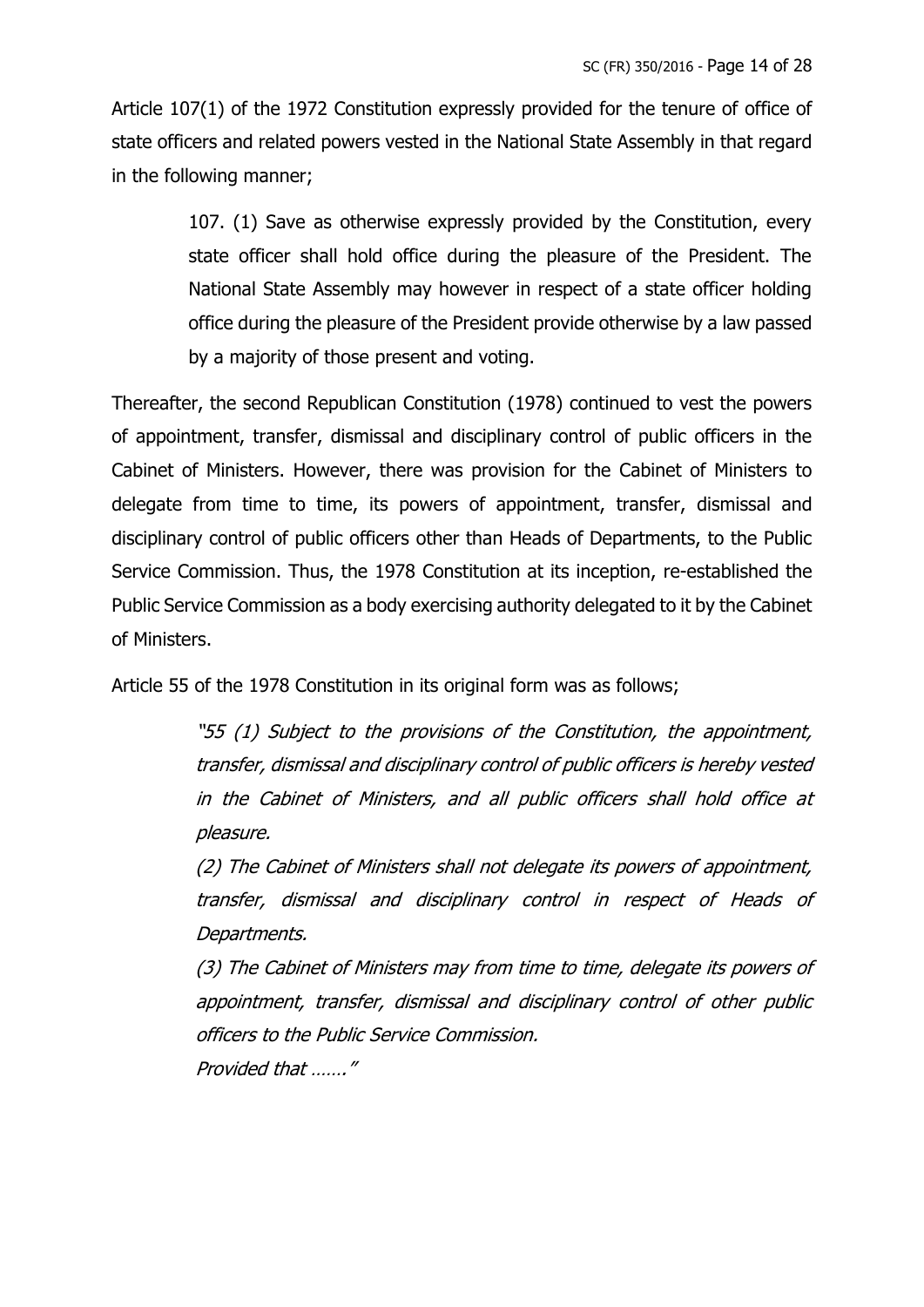Article 107(1) of the 1972 Constitution expressly provided for the tenure of office of state officers and related powers vested in the National State Assembly in that regard in the following manner;

> 107. (1) Save as otherwise expressly provided by the Constitution, every state officer shall hold office during the pleasure of the President. The National State Assembly may however in respect of a state officer holding office during the pleasure of the President provide otherwise by a law passed by a majority of those present and voting.

Thereafter, the second Republican Constitution (1978) continued to vest the powers of appointment, transfer, dismissal and disciplinary control of public officers in the Cabinet of Ministers. However, there was provision for the Cabinet of Ministers to delegate from time to time, its powers of appointment, transfer, dismissal and disciplinary control of public officers other than Heads of Departments, to the Public Service Commission. Thus, the 1978 Constitution at its inception, re-established the Public Service Commission as a body exercising authority delegated to it by the Cabinet of Ministers.

Article 55 of the 1978 Constitution in its original form was as follows;

> *"55 (1) Subject to the provisions of the Constitution, the appointment, transfer, dismissal and disciplinary control of public officers is hereby vested in the Cabinet of Ministers, and all public officers shall hold office at pleasure.*
>
> *(2) The Cabinet of Ministers shall not delegate its powers of appointment, transfer, dismissal and disciplinary control in respect of Heads of Departments.*
>
> *(3) The Cabinet of Ministers may from time to time, delegate its powers of appointment, transfer, dismissal and disciplinary control of other public officers to the Public Service Commission.*
>
> *Provided that ……."*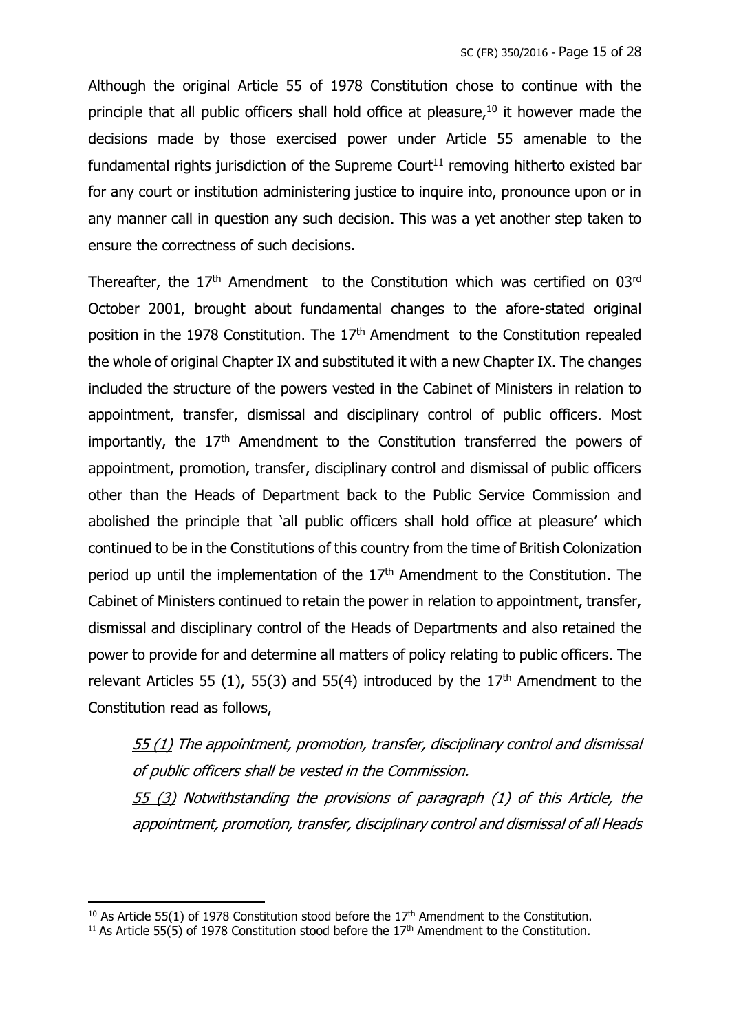Although the original Article 55 of 1978 Constitution chose to continue with the principle that all public officers shall hold office at pleasure,[10] it however made the decisions made by those exercised power under Article 55 amenable to the fundamental rights jurisdiction of the Supreme Court[11] removing hitherto existed bar for any court or institution administering justice to inquire into, pronounce upon or in any manner call in question any such decision. This was a yet another step taken to ensure the correctness of such decisions.

Thereafter, the 17th Amendment to the Constitution which was certified on 03rd October 2001, brought about fundamental changes to the afore-stated original position in the 1978 Constitution. The 17th Amendment to the Constitution repealed the whole of original Chapter IX and substituted it with a new Chapter IX. The changes included the structure of the powers vested in the Cabinet of Ministers in relation to appointment, transfer, dismissal and disciplinary control of public officers. Most importantly, the 17th Amendment to the Constitution transferred the powers of appointment, promotion, transfer, disciplinary control and dismissal of public officers other than the Heads of Department back to the Public Service Commission and abolished the principle that 'all public officers shall hold office at pleasure' which continued to be in the Constitutions of this country from the time of British Colonization period up until the implementation of the 17th Amendment to the Constitution. The Cabinet of Ministers continued to retain the power in relation to appointment, transfer, dismissal and disciplinary control of the Heads of Departments and also retained the power to provide for and determine all matters of policy relating to public officers. The relevant Articles 55 (1), 55(3) and 55(4) introduced by the 17th Amendment to the Constitution read as follows,

> *55 (1) The appointment, promotion, transfer, disciplinary control and dismissal of public officers shall be vested in the Commission.*
>
> *55 (3) Notwithstanding the provisions of paragraph (1) of this Article, the appointment, promotion, transfer, disciplinary control and dismissal of all Heads*

---

[10] As Article 55(1) of 1978 Constitution stood before the 17th Amendment to the Constitution.

[11] As Article 55(5) of 1978 Constitution stood before the 17th Amendment to the Constitution.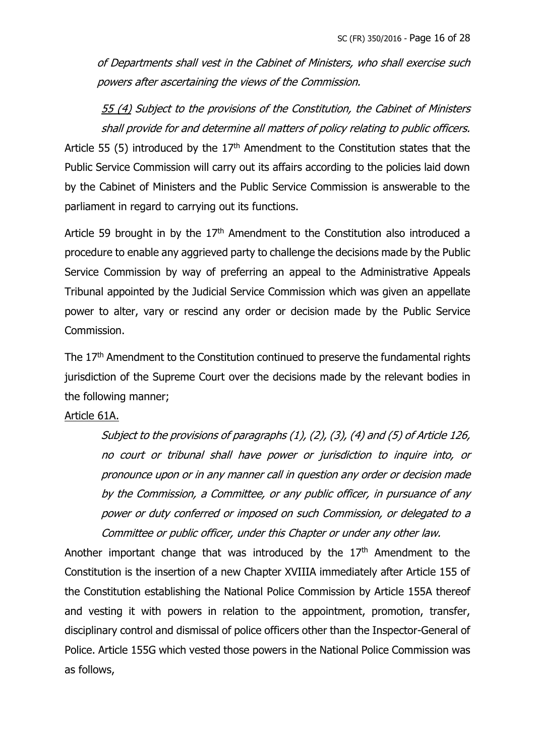*of Departments shall vest in the Cabinet of Ministers, who shall exercise such powers after ascertaining the views of the Commission.*

*55 (4) Subject to the provisions of the Constitution, the Cabinet of Ministers shall provide for and determine all matters of policy relating to public officers.*

Article 55 (5) introduced by the 17th Amendment to the Constitution states that the Public Service Commission will carry out its affairs according to the policies laid down by the Cabinet of Ministers and the Public Service Commission is answerable to the parliament in regard to carrying out its functions.

Article 59 brought in by the 17th Amendment to the Constitution also introduced a procedure to enable any aggrieved party to challenge the decisions made by the Public Service Commission by way of preferring an appeal to the Administrative Appeals Tribunal appointed by the Judicial Service Commission which was given an appellate power to alter, vary or rescind any order or decision made by the Public Service Commission.

The 17th Amendment to the Constitution continued to preserve the fundamental rights jurisdiction of the Supreme Court over the decisions made by the relevant bodies in the following manner;

Article 61A.

*Subject to the provisions of paragraphs (1), (2), (3), (4) and (5) of Article 126, no court or tribunal shall have power or jurisdiction to inquire into, or pronounce upon or in any manner call in question any order or decision made by the Commission, a Committee, or any public officer, in pursuance of any power or duty conferred or imposed on such Commission, or delegated to a Committee or public officer, under this Chapter or under any other law.*

Another important change that was introduced by the 17th Amendment to the Constitution is the insertion of a new Chapter XVIIIA immediately after Article 155 of the Constitution establishing the National Police Commission by Article 155A thereof and vesting it with powers in relation to the appointment, promotion, transfer, disciplinary control and dismissal of police officers other than the Inspector-General of Police. Article 155G which vested those powers in the National Police Commission was as follows,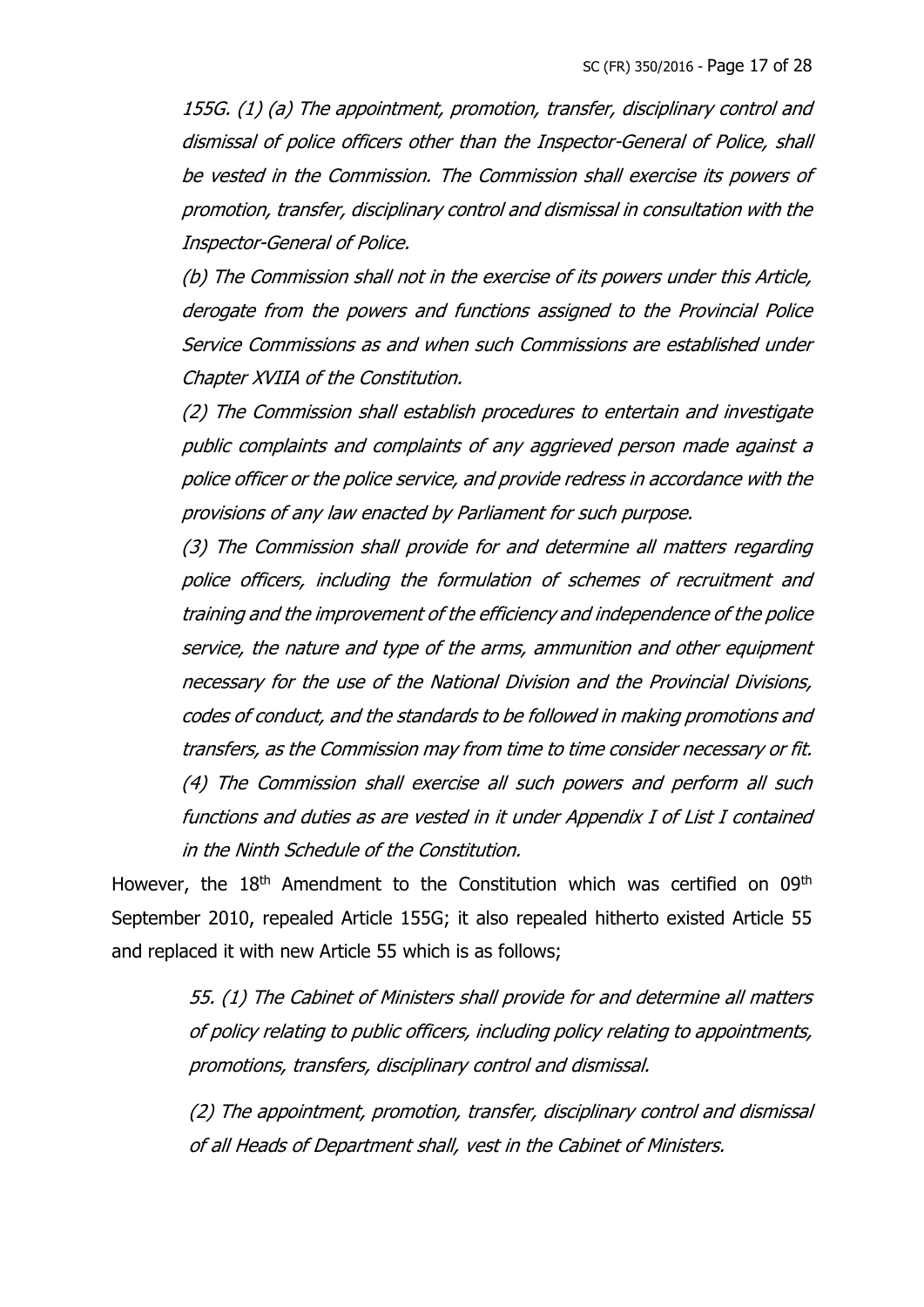*155G. (1) (a) The appointment, promotion, transfer, disciplinary control and dismissal of police officers other than the Inspector-General of Police, shall be vested in the Commission. The Commission shall exercise its powers of promotion, transfer, disciplinary control and dismissal in consultation with the Inspector-General of Police.*

*(b) The Commission shall not in the exercise of its powers under this Article, derogate from the powers and functions assigned to the Provincial Police Service Commissions as and when such Commissions are established under Chapter XVIIA of the Constitution.*

*(2) The Commission shall establish procedures to entertain and investigate public complaints and complaints of any aggrieved person made against a police officer or the police service, and provide redress in accordance with the provisions of any law enacted by Parliament for such purpose.*

*(3) The Commission shall provide for and determine all matters regarding police officers, including the formulation of schemes of recruitment and training and the improvement of the efficiency and independence of the police service, the nature and type of the arms, ammunition and other equipment necessary for the use of the National Division and the Provincial Divisions, codes of conduct, and the standards to be followed in making promotions and transfers, as the Commission may from time to time consider necessary or fit.*

*(4) The Commission shall exercise all such powers and perform all such functions and duties as are vested in it under Appendix I of List I contained in the Ninth Schedule of the Constitution.*

However, the 18th Amendment to the Constitution which was certified on 09th September 2010, repealed Article 155G; it also repealed hitherto existed Article 55 and replaced it with new Article 55 which is as follows;

*55. (1) The Cabinet of Ministers shall provide for and determine all matters of policy relating to public officers, including policy relating to appointments, promotions, transfers, disciplinary control and dismissal.*

*(2) The appointment, promotion, transfer, disciplinary control and dismissal of all Heads of Department shall, vest in the Cabinet of Ministers.*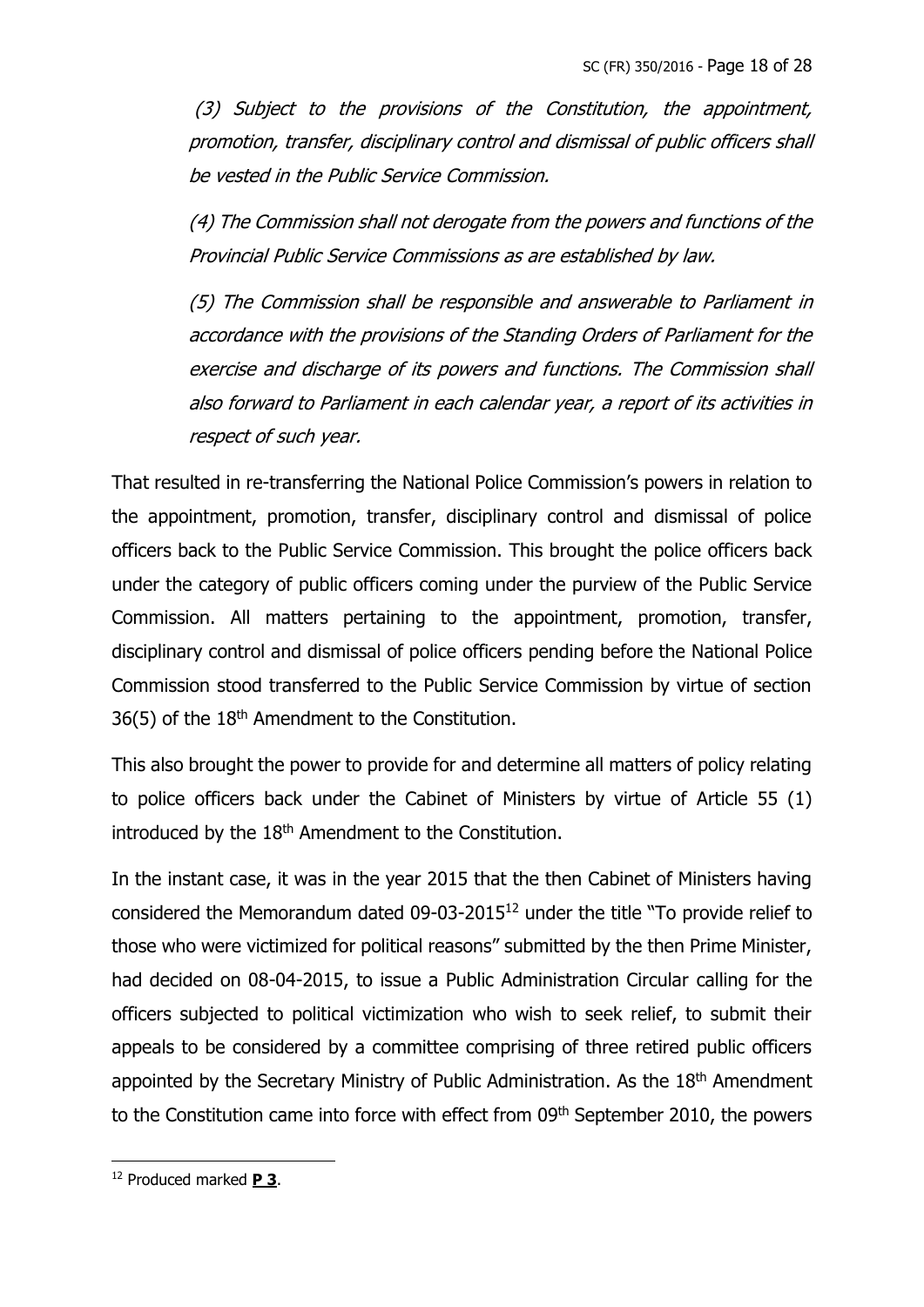*(3) Subject to the provisions of the Constitution, the appointment, promotion, transfer, disciplinary control and dismissal of public officers shall be vested in the Public Service Commission.*

*(4) The Commission shall not derogate from the powers and functions of the Provincial Public Service Commissions as are established by law.*

*(5) The Commission shall be responsible and answerable to Parliament in accordance with the provisions of the Standing Orders of Parliament for the exercise and discharge of its powers and functions. The Commission shall also forward to Parliament in each calendar year, a report of its activities in respect of such year.*

That resulted in re-transferring the National Police Commission's powers in relation to the appointment, promotion, transfer, disciplinary control and dismissal of police officers back to the Public Service Commission. This brought the police officers back under the category of public officers coming under the purview of the Public Service Commission. All matters pertaining to the appointment, promotion, transfer, disciplinary control and dismissal of police officers pending before the National Police Commission stood transferred to the Public Service Commission by virtue of section 36(5) of the 18th Amendment to the Constitution.

This also brought the power to provide for and determine all matters of policy relating to police officers back under the Cabinet of Ministers by virtue of Article 55 (1) introduced by the 18th Amendment to the Constitution.

In the instant case, it was in the year 2015 that the then Cabinet of Ministers having considered the Memorandum dated 09-03-2015[12] under the title "To provide relief to those who were victimized for political reasons" submitted by the then Prime Minister, had decided on 08-04-2015, to issue a Public Administration Circular calling for the officers subjected to political victimization who wish to seek relief, to submit their appeals to be considered by a committee comprising of three retired public officers appointed by the Secretary Ministry of Public Administration. As the 18th Amendment to the Constitution came into force with effect from 09th September 2010, the powers

[12] Produced marked **P 3**.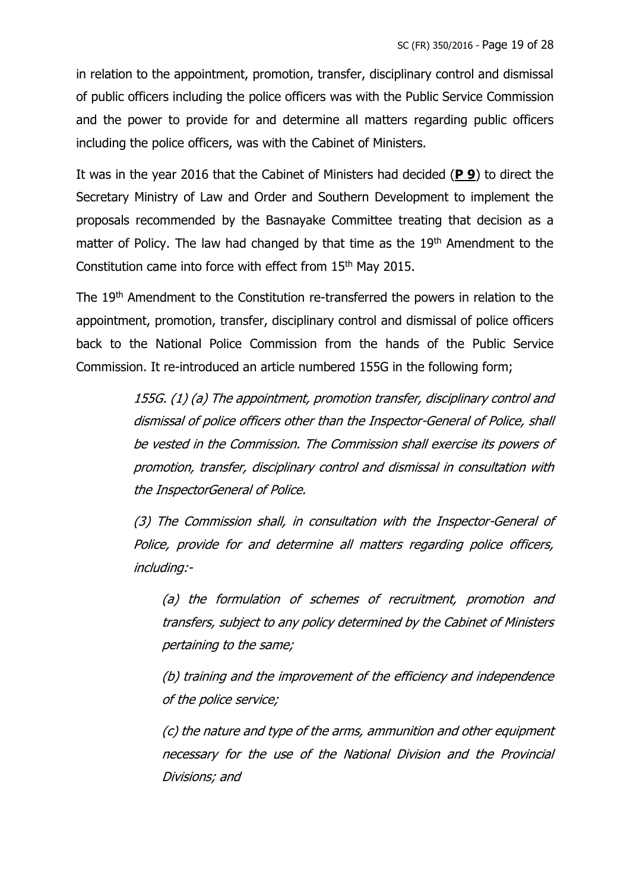in relation to the appointment, promotion, transfer, disciplinary control and dismissal of public officers including the police officers was with the Public Service Commission and the power to provide for and determine all matters regarding public officers including the police officers, was with the Cabinet of Ministers.

It was in the year 2016 that the Cabinet of Ministers had decided (**P 9**) to direct the Secretary Ministry of Law and Order and Southern Development to implement the proposals recommended by the Basnayake Committee treating that decision as a matter of Policy. The law had changed by that time as the 19th Amendment to the Constitution came into force with effect from 15th May 2015.

The 19th Amendment to the Constitution re-transferred the powers in relation to the appointment, promotion, transfer, disciplinary control and dismissal of police officers back to the National Police Commission from the hands of the Public Service Commission. It re-introduced an article numbered 155G in the following form;

> *155G. (1) (a) The appointment, promotion transfer, disciplinary control and dismissal of police officers other than the Inspector-General of Police, shall be vested in the Commission. The Commission shall exercise its powers of promotion, transfer, disciplinary control and dismissal in consultation with the InspectorGeneral of Police.*
>
> *(3) The Commission shall, in consultation with the Inspector-General of Police, provide for and determine all matters regarding police officers, including:-*
>
> > *(a) the formulation of schemes of recruitment, promotion and transfers, subject to any policy determined by the Cabinet of Ministers pertaining to the same;*
> >
> > *(b) training and the improvement of the efficiency and independence of the police service;*
> >
> > *(c) the nature and type of the arms, ammunition and other equipment necessary for the use of the National Division and the Provincial Divisions; and*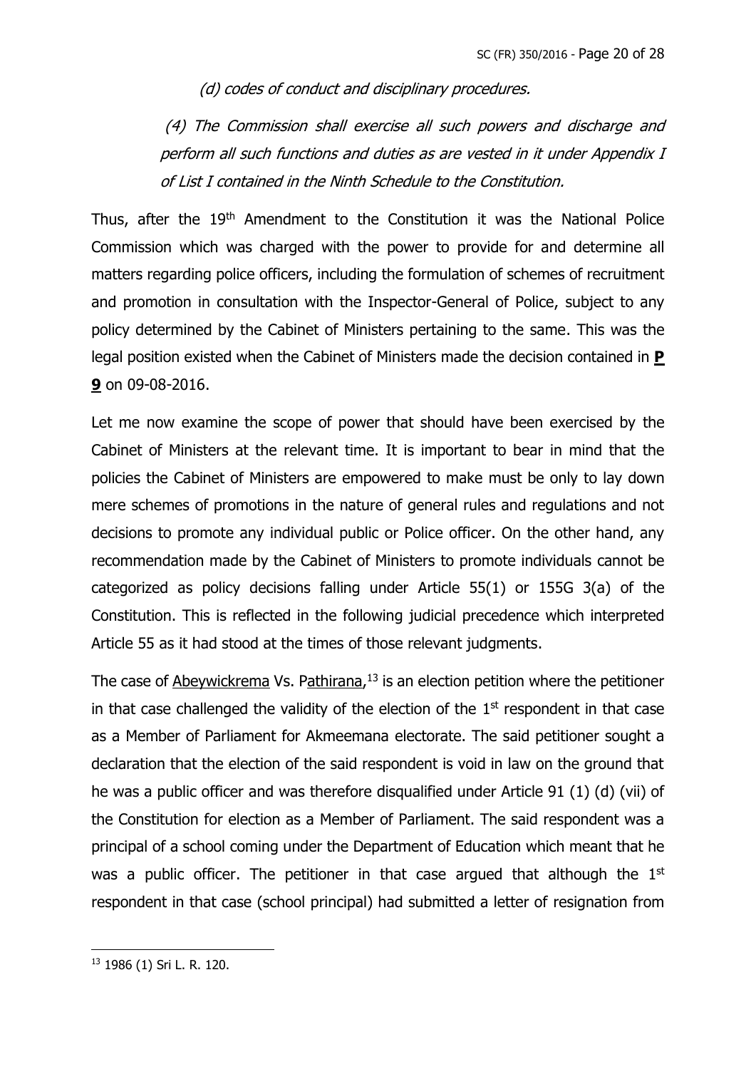*(d) codes of conduct and disciplinary procedures.*

*(4) The Commission shall exercise all such powers and discharge and perform all such functions and duties as are vested in it under Appendix I of List I contained in the Ninth Schedule to the Constitution.*

Thus, after the 19th Amendment to the Constitution it was the National Police Commission which was charged with the power to provide for and determine all matters regarding police officers, including the formulation of schemes of recruitment and promotion in consultation with the Inspector-General of Police, subject to any policy determined by the Cabinet of Ministers pertaining to the same. This was the legal position existed when the Cabinet of Ministers made the decision contained in **P 9** on 09-08-2016.

Let me now examine the scope of power that should have been exercised by the Cabinet of Ministers at the relevant time. It is important to bear in mind that the policies the Cabinet of Ministers are empowered to make must be only to lay down mere schemes of promotions in the nature of general rules and regulations and not decisions to promote any individual public or Police officer. On the other hand, any recommendation made by the Cabinet of Ministers to promote individuals cannot be categorized as policy decisions falling under Article 55(1) or 155G 3(a) of the Constitution. This is reflected in the following judicial precedence which interpreted Article 55 as it had stood at the times of those relevant judgments.

The case of Abeywickrema Vs. Pathirana,[13] is an election petition where the petitioner in that case challenged the validity of the election of the 1st respondent in that case as a Member of Parliament for Akmeemana electorate. The said petitioner sought a declaration that the election of the said respondent is void in law on the ground that he was a public officer and was therefore disqualified under Article 91 (1) (d) (vii) of the Constitution for election as a Member of Parliament. The said respondent was a principal of a school coming under the Department of Education which meant that he was a public officer. The petitioner in that case argued that although the 1st respondent in that case (school principal) had submitted a letter of resignation from

[13] 1986 (1) Sri L. R. 120.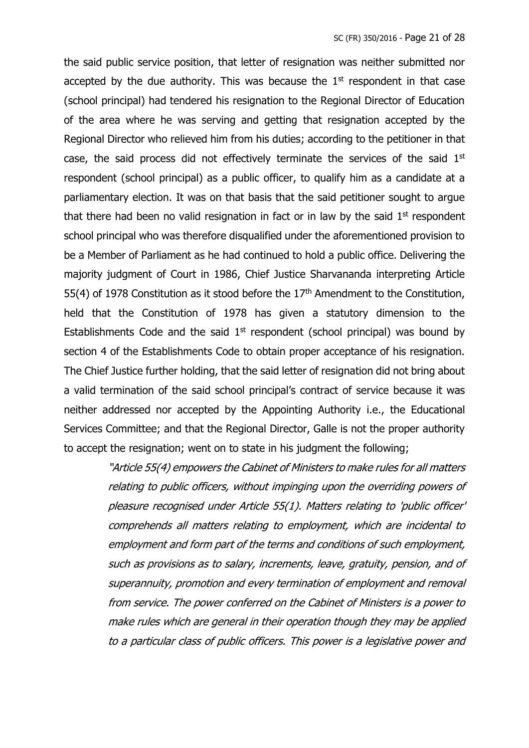the said public service position, that letter of resignation was neither submitted nor accepted by the due authority. This was because the 1st respondent in that case (school principal) had tendered his resignation to the Regional Director of Education of the area where he was serving and getting that resignation accepted by the Regional Director who relieved him from his duties; according to the petitioner in that case, the said process did not effectively terminate the services of the said 1st respondent (school principal) as a public officer, to qualify him as a candidate at a parliamentary election. It was on that basis that the said petitioner sought to argue that there had been no valid resignation in fact or in law by the said 1st respondent school principal who was therefore disqualified under the aforementioned provision to be a Member of Parliament as he had continued to hold a public office. Delivering the majority judgment of Court in 1986, Chief Justice Sharvananda interpreting Article 55(4) of 1978 Constitution as it stood before the 17th Amendment to the Constitution, held that the Constitution of 1978 has given a statutory dimension to the Establishments Code and the said 1st respondent (school principal) was bound by section 4 of the Establishments Code to obtain proper acceptance of his resignation. The Chief Justice further holding, that the said letter of resignation did not bring about a valid termination of the said school principal's contract of service because it was neither addressed nor accepted by the Appointing Authority i.e., the Educational Services Committee; and that the Regional Director, Galle is not the proper authority to accept the resignation; went on to state in his judgment the following;

> *"Article 55(4) empowers the Cabinet of Ministers to make rules for all matters relating to public officers, without impinging upon the overriding powers of pleasure recognised under Article 55(1). Matters relating to 'public officer' comprehends all matters relating to employment, which are incidental to employment and form part of the terms and conditions of such employment, such as provisions as to salary, increments, leave, gratuity, pension, and of superannuity, promotion and every termination of employment and removal from service. The power conferred on the Cabinet of Ministers is a power to make rules which are general in their operation though they may be applied to a particular class of public officers. This power is a legislative power and*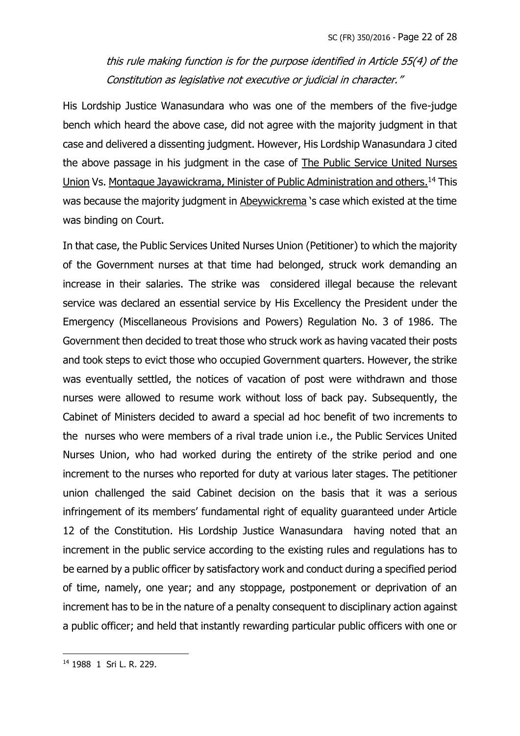*this rule making function is for the purpose identified in Article 55(4) of the Constitution as legislative not executive or judicial in character."*

His Lordship Justice Wanasundara who was one of the members of the five-judge bench which heard the above case, did not agree with the majority judgment in that case and delivered a dissenting judgment. However, His Lordship Wanasundara J cited the above passage in his judgment in the case of The Public Service United Nurses Union Vs. Montague Jayawickrama, Minister of Public Administration and others.[14] This was because the majority judgment in Abeywickrema 's case which existed at the time was binding on Court.

In that case, the Public Services United Nurses Union (Petitioner) to which the majority of the Government nurses at that time had belonged, struck work demanding an increase in their salaries. The strike was considered illegal because the relevant service was declared an essential service by His Excellency the President under the Emergency (Miscellaneous Provisions and Powers) Regulation No. 3 of 1986. The Government then decided to treat those who struck work as having vacated their posts and took steps to evict those who occupied Government quarters. However, the strike was eventually settled, the notices of vacation of post were withdrawn and those nurses were allowed to resume work without loss of back pay. Subsequently, the Cabinet of Ministers decided to award a special ad hoc benefit of two increments to the nurses who were members of a rival trade union i.e., the Public Services United Nurses Union, who had worked during the entirety of the strike period and one increment to the nurses who reported for duty at various later stages. The petitioner union challenged the said Cabinet decision on the basis that it was a serious infringement of its members' fundamental right of equality guaranteed under Article 12 of the Constitution. His Lordship Justice Wanasundara having noted that an increment in the public service according to the existing rules and regulations has to be earned by a public officer by satisfactory work and conduct during a specified period of time, namely, one year; and any stoppage, postponement or deprivation of an increment has to be in the nature of a penalty consequent to disciplinary action against a public officer; and held that instantly rewarding particular public officers with one or

[14] 1988 1 Sri L. R. 229.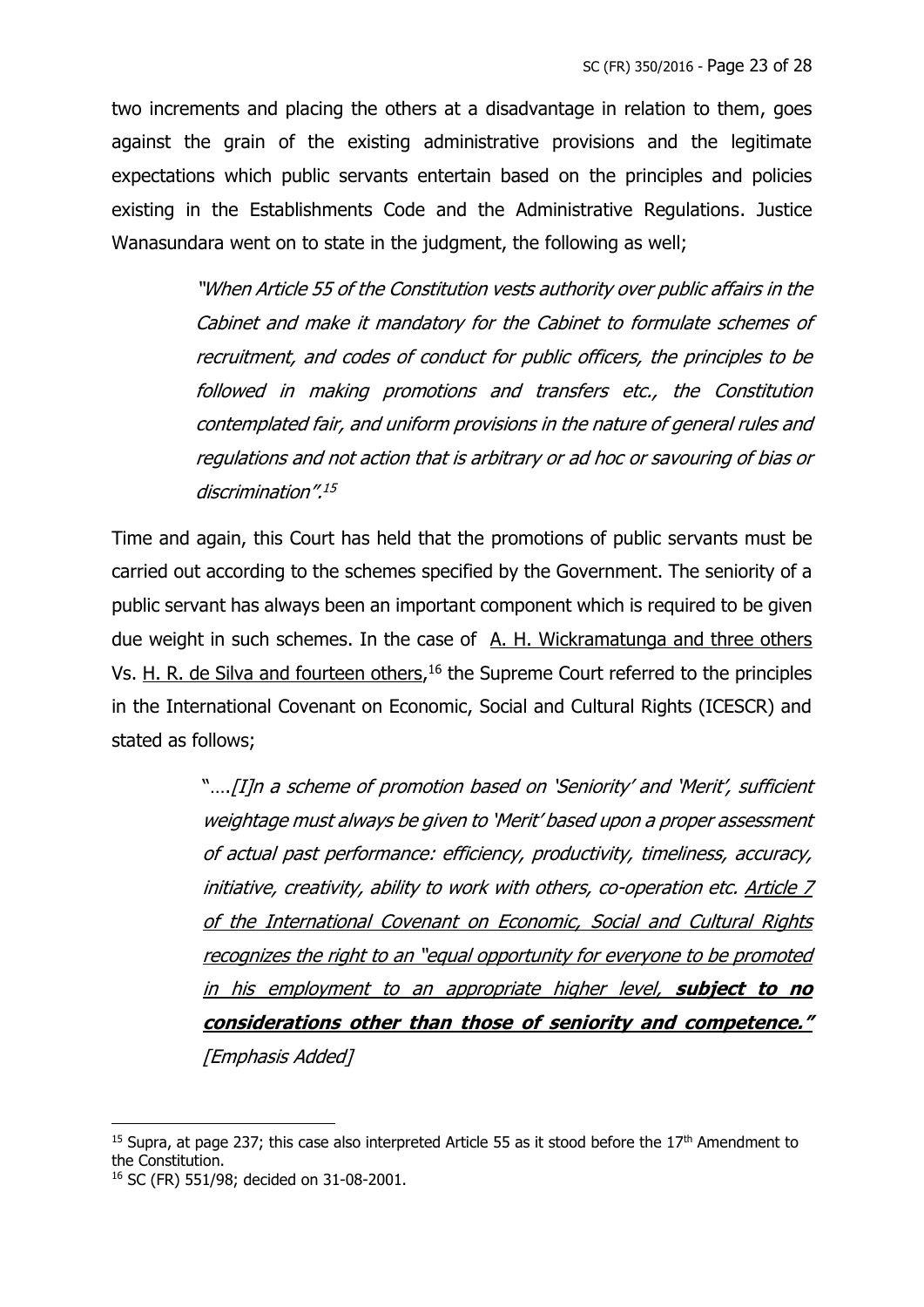two increments and placing the others at a disadvantage in relation to them, goes against the grain of the existing administrative provisions and the legitimate expectations which public servants entertain based on the principles and policies existing in the Establishments Code and the Administrative Regulations. Justice Wanasundara went on to state in the judgment, the following as well;

> *"When Article 55 of the Constitution vests authority over public affairs in the Cabinet and make it mandatory for the Cabinet to formulate schemes of recruitment, and codes of conduct for public officers, the principles to be followed in making promotions and transfers etc., the Constitution contemplated fair, and uniform provisions in the nature of general rules and regulations and not action that is arbitrary or ad hoc or savouring of bias or discrimination".*[15]

Time and again, this Court has held that the promotions of public servants must be carried out according to the schemes specified by the Government. The seniority of a public servant has always been an important component which is required to be given due weight in such schemes. In the case of A. H. Wickramatunga and three others Vs. H. R. de Silva and fourteen others,[16] the Supreme Court referred to the principles in the International Covenant on Economic, Social and Cultural Rights (ICESCR) and stated as follows;

> "….*[I]n a scheme of promotion based on 'Seniority' and 'Merit', sufficient weightage must always be given to 'Merit' based upon a proper assessment of actual past performance: efficiency, productivity, timeliness, accuracy, initiative, creativity, ability to work with others, co-operation etc. Article 7 of the International Covenant on Economic, Social and Cultural Rights recognizes the right to an "equal opportunity for everyone to be promoted in his employment to an appropriate higher level,* ***subject to no considerations other than those of seniority and competence."*** *[Emphasis Added]*

---

[15] Supra, at page 237; this case also interpreted Article 55 as it stood before the 17th Amendment to the Constitution.

[16] SC (FR) 551/98; decided on 31-08-2001.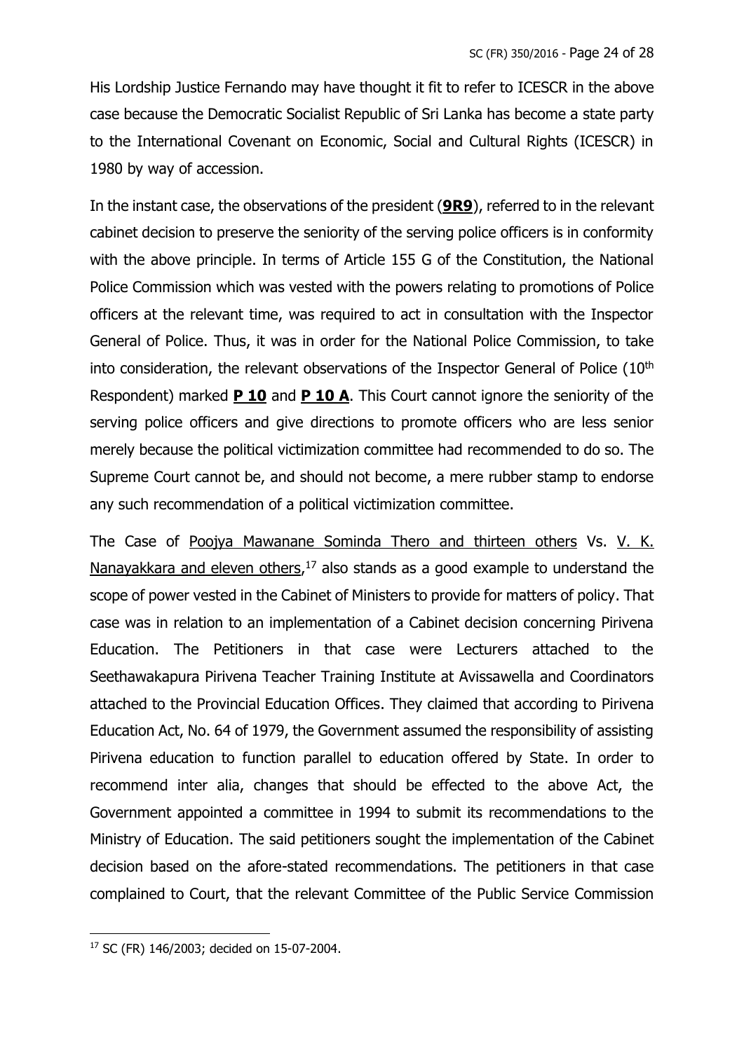His Lordship Justice Fernando may have thought it fit to refer to ICESCR in the above case because the Democratic Socialist Republic of Sri Lanka has become a state party to the International Covenant on Economic, Social and Cultural Rights (ICESCR) in 1980 by way of accession.

In the instant case, the observations of the president (**9R9**), referred to in the relevant cabinet decision to preserve the seniority of the serving police officers is in conformity with the above principle. In terms of Article 155 G of the Constitution, the National Police Commission which was vested with the powers relating to promotions of Police officers at the relevant time, was required to act in consultation with the Inspector General of Police. Thus, it was in order for the National Police Commission, to take into consideration, the relevant observations of the Inspector General of Police (10th Respondent) marked **P 10** and **P 10 A**. This Court cannot ignore the seniority of the serving police officers and give directions to promote officers who are less senior merely because the political victimization committee had recommended to do so. The Supreme Court cannot be, and should not become, a mere rubber stamp to endorse any such recommendation of a political victimization committee.

The Case of Poojya Mawanane Sominda Thero and thirteen others Vs. V. K. Nanayakkara and eleven others,[17] also stands as a good example to understand the scope of power vested in the Cabinet of Ministers to provide for matters of policy. That case was in relation to an implementation of a Cabinet decision concerning Pirivena Education. The Petitioners in that case were Lecturers attached to the Seethawakapura Pirivena Teacher Training Institute at Avissawella and Coordinators attached to the Provincial Education Offices. They claimed that according to Pirivena Education Act, No. 64 of 1979, the Government assumed the responsibility of assisting Pirivena education to function parallel to education offered by State. In order to recommend inter alia, changes that should be effected to the above Act, the Government appointed a committee in 1994 to submit its recommendations to the Ministry of Education. The said petitioners sought the implementation of the Cabinet decision based on the afore-stated recommendations. The petitioners in that case complained to Court, that the relevant Committee of the Public Service Commission

---

[17] SC (FR) 146/2003; decided on 15-07-2004.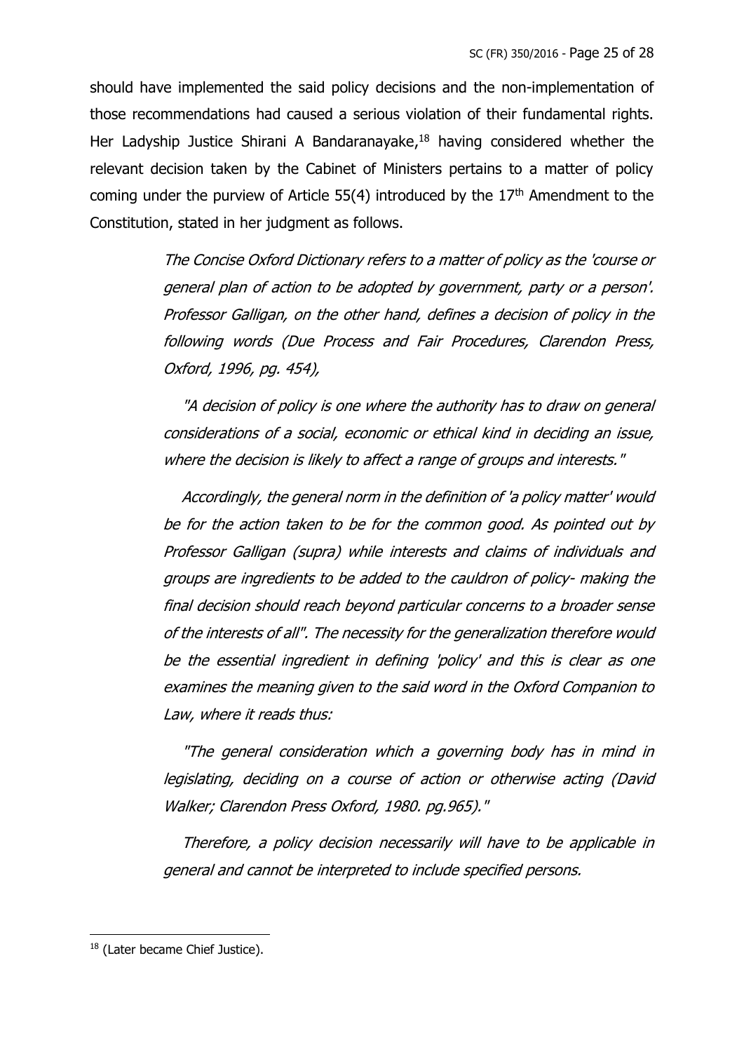should have implemented the said policy decisions and the non-implementation of those recommendations had caused a serious violation of their fundamental rights. Her Ladyship Justice Shirani A Bandaranayake,[18] having considered whether the relevant decision taken by the Cabinet of Ministers pertains to a matter of policy coming under the purview of Article 55(4) introduced by the 17th Amendment to the Constitution, stated in her judgment as follows.

> *The Concise Oxford Dictionary refers to a matter of policy as the 'course or general plan of action to be adopted by government, party or a person'. Professor Galligan, on the other hand, defines a decision of policy in the following words (Due Process and Fair Procedures, Clarendon Press, Oxford, 1996, pg. 454),*
>
> *"A decision of policy is one where the authority has to draw on general considerations of a social, economic or ethical kind in deciding an issue, where the decision is likely to affect a range of groups and interests."*
>
> *Accordingly, the general norm in the definition of 'a policy matter' would be for the action taken to be for the common good. As pointed out by Professor Galligan (supra) while interests and claims of individuals and groups are ingredients to be added to the cauldron of policy- making the final decision should reach beyond particular concerns to a broader sense of the interests of all". The necessity for the generalization therefore would be the essential ingredient in defining 'policy' and this is clear as one examines the meaning given to the said word in the Oxford Companion to Law, where it reads thus:*
>
> *"The general consideration which a governing body has in mind in legislating, deciding on a course of action or otherwise acting (David Walker; Clarendon Press Oxford, 1980. pg.965)."*
>
> *Therefore, a policy decision necessarily will have to be applicable in general and cannot be interpreted to include specified persons.*

---

[18] (Later became Chief Justice).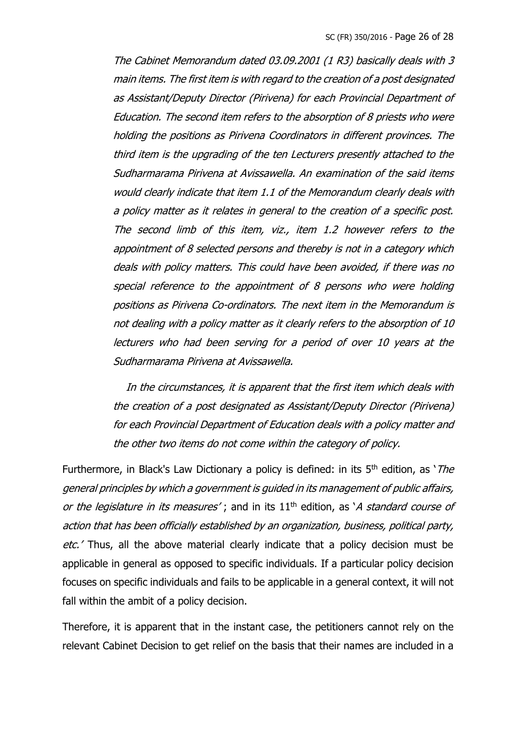*The Cabinet Memorandum dated 03.09.2001 (1 R3) basically deals with 3 main items. The first item is with regard to the creation of a post designated as Assistant/Deputy Director (Pirivena) for each Provincial Department of Education. The second item refers to the absorption of 8 priests who were holding the positions as Pirivena Coordinators in different provinces. The third item is the upgrading of the ten Lecturers presently attached to the Sudharmarama Pirivena at Avissawella. An examination of the said items would clearly indicate that item 1.1 of the Memorandum clearly deals with a policy matter as it relates in general to the creation of a specific post. The second limb of this item, viz., item 1.2 however refers to the appointment of 8 selected persons and thereby is not in a category which deals with policy matters. This could have been avoided, if there was no special reference to the appointment of 8 persons who were holding positions as Pirivena Co-ordinators. The next item in the Memorandum is not dealing with a policy matter as it clearly refers to the absorption of 10 lecturers who had been serving for a period of over 10 years at the Sudharmarama Pirivena at Avissawella.*

*In the circumstances, it is apparent that the first item which deals with the creation of a post designated as Assistant/Deputy Director (Pirivena) for each Provincial Department of Education deals with a policy matter and the other two items do not come within the category of policy.*

Furthermore, in Black's Law Dictionary a policy is defined: in its 5th edition, as '*The general principles by which a government is guided in its management of public affairs, or the legislature in its measures*' ; and in its 11th edition, as '*A standard course of action that has been officially established by an organization, business, political party, etc.*' Thus, all the above material clearly indicate that a policy decision must be applicable in general as opposed to specific individuals. If a particular policy decision focuses on specific individuals and fails to be applicable in a general context, it will not fall within the ambit of a policy decision.

Therefore, it is apparent that in the instant case, the petitioners cannot rely on the relevant Cabinet Decision to get relief on the basis that their names are included in a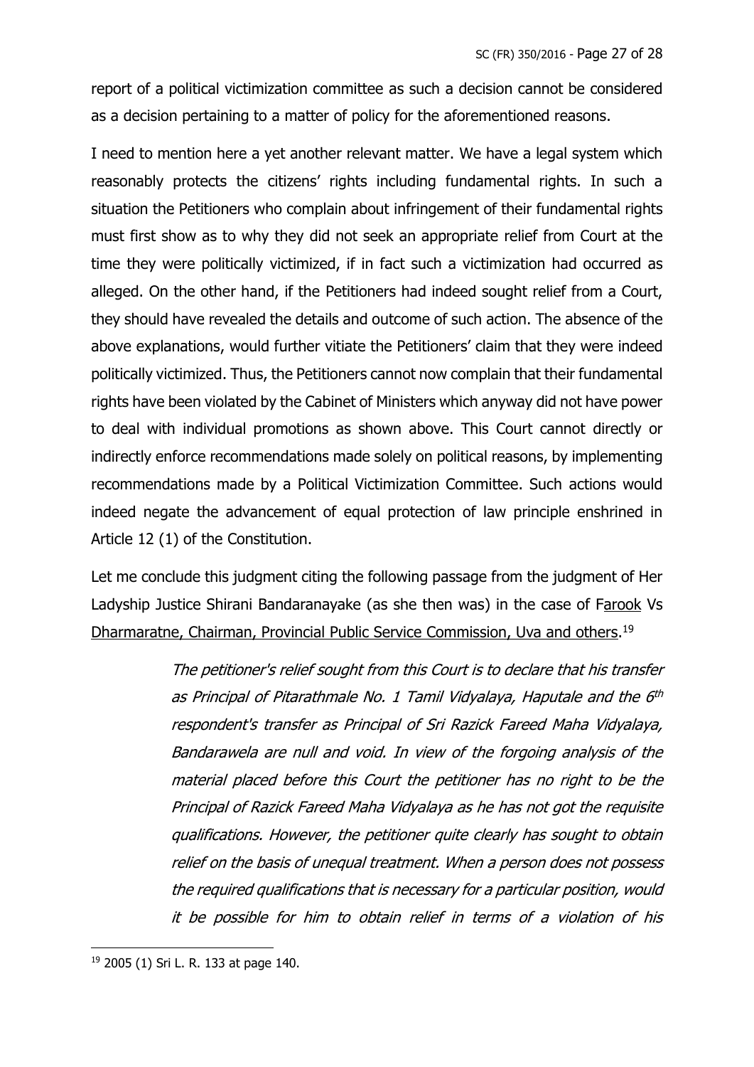report of a political victimization committee as such a decision cannot be considered as a decision pertaining to a matter of policy for the aforementioned reasons.

I need to mention here a yet another relevant matter. We have a legal system which reasonably protects the citizens' rights including fundamental rights. In such a situation the Petitioners who complain about infringement of their fundamental rights must first show as to why they did not seek an appropriate relief from Court at the time they were politically victimized, if in fact such a victimization had occurred as alleged. On the other hand, if the Petitioners had indeed sought relief from a Court, they should have revealed the details and outcome of such action. The absence of the above explanations, would further vitiate the Petitioners' claim that they were indeed politically victimized. Thus, the Petitioners cannot now complain that their fundamental rights have been violated by the Cabinet of Ministers which anyway did not have power to deal with individual promotions as shown above. This Court cannot directly or indirectly enforce recommendations made solely on political reasons, by implementing recommendations made by a Political Victimization Committee. Such actions would indeed negate the advancement of equal protection of law principle enshrined in Article 12 (1) of the Constitution.

Let me conclude this judgment citing the following passage from the judgment of Her Ladyship Justice Shirani Bandaranayake (as she then was) in the case of Farook Vs Dharmaratne, Chairman, Provincial Public Service Commission, Uva and others.[19]

> *The petitioner's relief sought from this Court is to declare that his transfer as Principal of Pitarathmale No. 1 Tamil Vidyalaya, Haputale and the 6th respondent's transfer as Principal of Sri Razick Fareed Maha Vidyalaya, Bandarawela are null and void. In view of the forgoing analysis of the material placed before this Court the petitioner has no right to be the Principal of Razick Fareed Maha Vidyalaya as he has not got the requisite qualifications. However, the petitioner quite clearly has sought to obtain relief on the basis of unequal treatment. When a person does not possess the required qualifications that is necessary for a particular position, would it be possible for him to obtain relief in terms of a violation of his*

---

[19] 2005 (1) Sri L. R. 133 at page 140.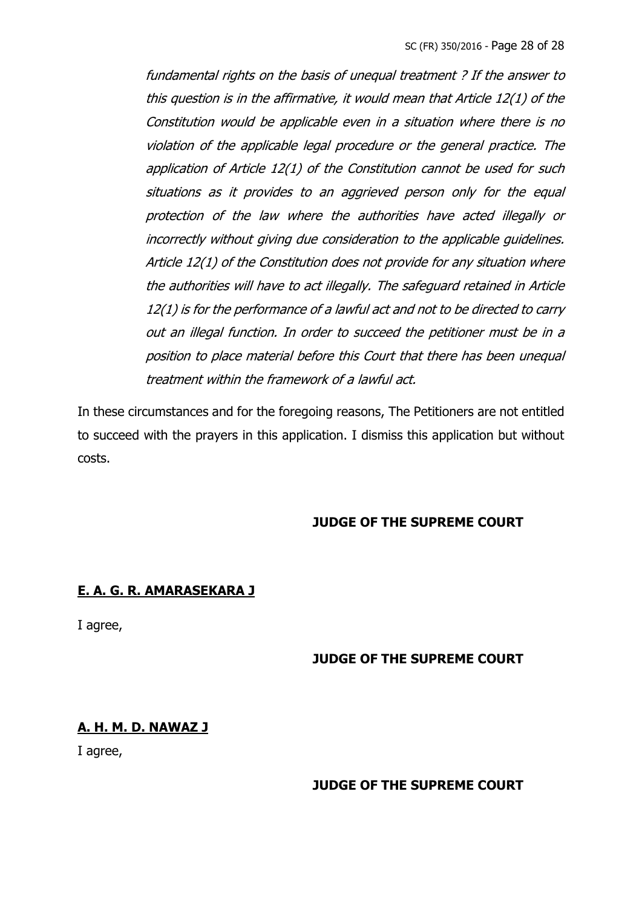*fundamental rights on the basis of unequal treatment ? If the answer to this question is in the affirmative, it would mean that Article 12(1) of the Constitution would be applicable even in a situation where there is no violation of the applicable legal procedure or the general practice. The application of Article 12(1) of the Constitution cannot be used for such situations as it provides to an aggrieved person only for the equal protection of the law where the authorities have acted illegally or incorrectly without giving due consideration to the applicable guidelines. Article 12(1) of the Constitution does not provide for any situation where the authorities will have to act illegally. The safeguard retained in Article 12(1) is for the performance of a lawful act and not to be directed to carry out an illegal function. In order to succeed the petitioner must be in a position to place material before this Court that there has been unequal treatment within the framework of a lawful act.*

In these circumstances and for the foregoing reasons, The Petitioners are not entitled to succeed with the prayers in this application. I dismiss this application but without costs.

**JUDGE OF THE SUPREME COURT**

**E. A. G. R. AMARASEKARA J**

I agree,

**JUDGE OF THE SUPREME COURT**

**A. H. M. D. NAWAZ J**

I agree,

**JUDGE OF THE SUPREME COURT**